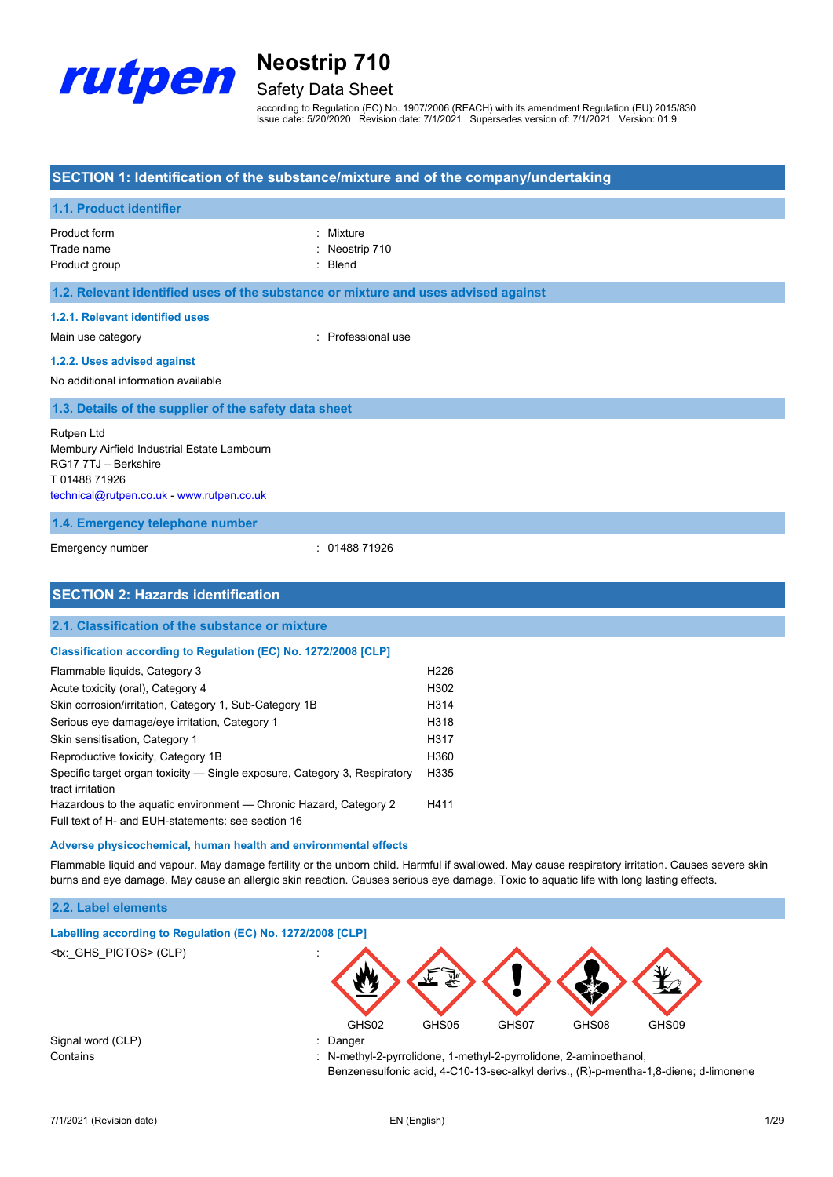# Neostrip 710

## Safety Data Sheet

according to Regulation (EC) No. 1907/2006 (REACH) with its amendment Regulation (EU) 2015/830
Issue date: 5/20/2020 Revision date: 7/1/2021 Supersedes version of: 7/1/2021 Version: 01.9

## SECTION 1: Identification of the substance/mixture and of the company/undertaking

### 1.1. Product identifier

Product form : Mixture
Trade name : Neostrip 710
Product group : Blend

### 1.2. Relevant identified uses of the substance or mixture and uses advised against

#### 1.2.1. Relevant identified uses

Main use category : Professional use

#### 1.2.2. Uses advised against

No additional information available

### 1.3. Details of the supplier of the safety data sheet

Rutpen Ltd
Membury Airfield Industrial Estate Lambourn
RG17 7TJ – Berkshire
T 01488 71926
technical@rutpen.co.uk - www.rutpen.co.uk

### 1.4. Emergency telephone number

Emergency number : 01488 71926

## SECTION 2: Hazards identification

### 2.1. Classification of the substance or mixture

#### Classification according to Regulation (EC) No. 1272/2008 [CLP]

| | |
|---|---|
| Flammable liquids, Category 3 | H226 |
| Acute toxicity (oral), Category 4 | H302 |
| Skin corrosion/irritation, Category 1, Sub-Category 1B | H314 |
| Serious eye damage/eye irritation, Category 1 | H318 |
| Skin sensitisation, Category 1 | H317 |
| Reproductive toxicity, Category 1B | H360 |
| Specific target organ toxicity — Single exposure, Category 3, Respiratory tract irritation | H335 |
| Hazardous to the aquatic environment — Chronic Hazard, Category 2 | H411 |

Full text of H- and EUH-statements: see section 16

#### Adverse physicochemical, human health and environmental effects

Flammable liquid and vapour. May damage fertility or the unborn child. Harmful if swallowed. May cause respiratory irritation. Causes severe skin burns and eye damage. May cause an allergic skin reaction. Causes serious eye damage. Toxic to aquatic life with long lasting effects.

### 2.2. Label elements

#### Labelling according to Regulation (EC) No. 1272/2008 [CLP]

<tx:_GHS_PICTOS> (CLP) :

GHS02 GHS05 GHS07 GHS08 GHS09

Signal word (CLP) : Danger
Contains : N-methyl-2-pyrrolidone, 1-methyl-2-pyrrolidone, 2-aminoethanol, Benzenesulfonic acid, 4-C10-13-sec-alkyl derivs., (R)-p-mentha-1,8-diene; d-limonene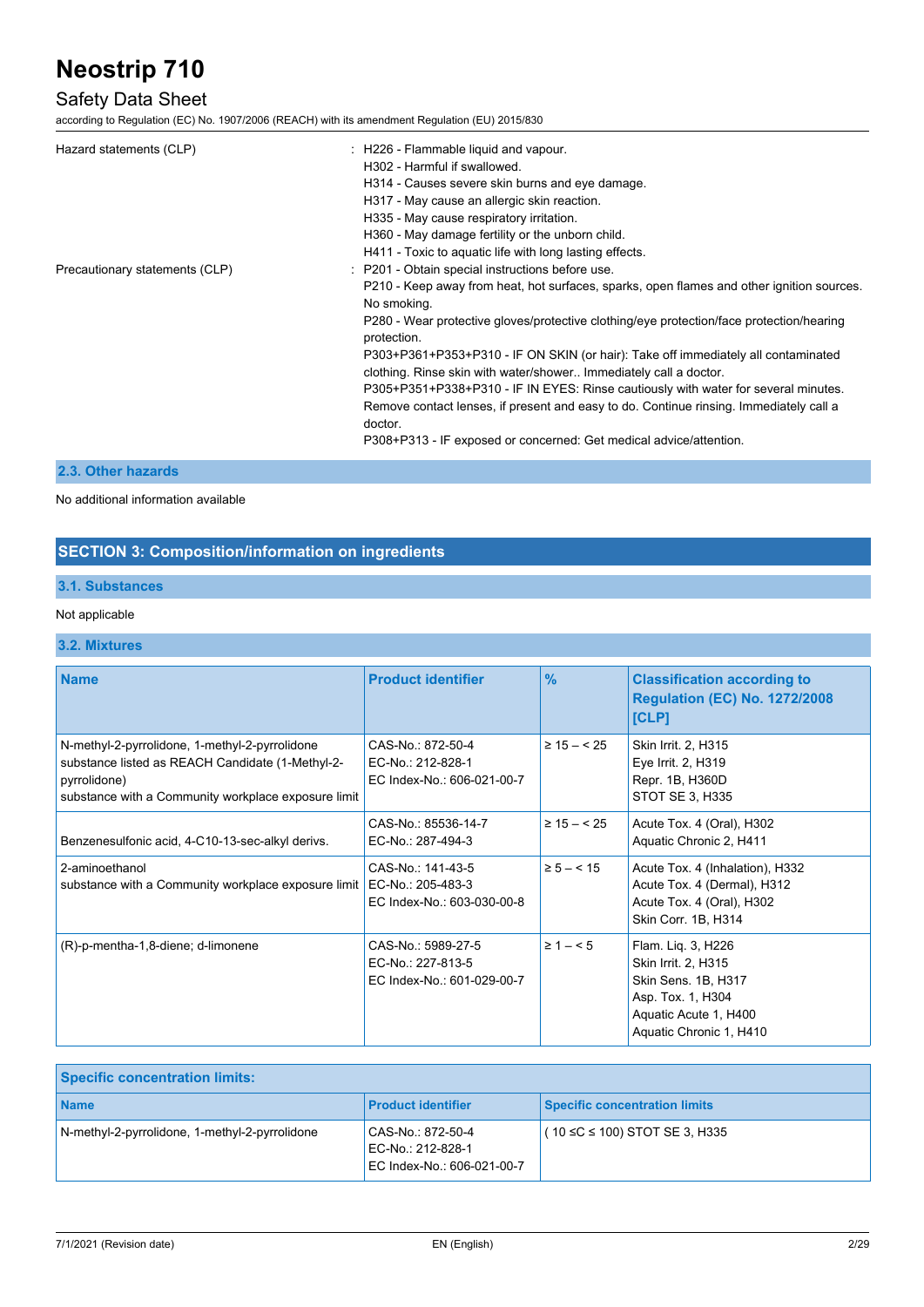| | |
|---|---|
| Hazard statements (CLP) | : H226 - Flammable liquid and vapour.<br>H302 - Harmful if swallowed.<br>H314 - Causes severe skin burns and eye damage.<br>H317 - May cause an allergic skin reaction.<br>H335 - May cause respiratory irritation.<br>H360 - May damage fertility or the unborn child.<br>H411 - Toxic to aquatic life with long lasting effects. |
| Precautionary statements (CLP) | : P201 - Obtain special instructions before use.<br>P210 - Keep away from heat, hot surfaces, sparks, open flames and other ignition sources. No smoking.<br>P280 - Wear protective gloves/protective clothing/eye protection/face protection/hearing protection.<br>P303+P361+P353+P310 - IF ON SKIN (or hair): Take off immediately all contaminated clothing. Rinse skin with water/shower.. Immediately call a doctor.<br>P305+P351+P338+P310 - IF IN EYES: Rinse cautiously with water for several minutes. Remove contact lenses, if present and easy to do. Continue rinsing. Immediately call a doctor.<br>P308+P313 - IF exposed or concerned: Get medical advice/attention. |

### 2.3. Other hazards

No additional information available

## SECTION 3: Composition/information on ingredients

### 3.1. Substances

Not applicable

### 3.2. Mixtures

| Name | Product identifier | % | Classification according to Regulation (EC) No. 1272/2008 [CLP] |
|---|---|---|---|
| N-methyl-2-pyrrolidone, 1-methyl-2-pyrrolidone<br>substance listed as REACH Candidate (1-Methyl-2-pyrrolidone)<br>substance with a Community workplace exposure limit | CAS-No.: 872-50-4<br>EC-No.: 212-828-1<br>EC Index-No.: 606-021-00-7 | ≥ 15 – < 25 | Skin Irrit. 2, H315<br>Eye Irrit. 2, H319<br>Repr. 1B, H360D<br>STOT SE 3, H335 |
| Benzenesulfonic acid, 4-C10-13-sec-alkyl derivs. | CAS-No.: 85536-14-7<br>EC-No.: 287-494-3 | ≥ 15 – < 25 | Acute Tox. 4 (Oral), H302<br>Aquatic Chronic 2, H411 |
| 2-aminoethanol<br>substance with a Community workplace exposure limit | CAS-No.: 141-43-5<br>EC-No.: 205-483-3<br>EC Index-No.: 603-030-00-8 | ≥ 5 – < 15 | Acute Tox. 4 (Inhalation), H332<br>Acute Tox. 4 (Dermal), H312<br>Acute Tox. 4 (Oral), H302<br>Skin Corr. 1B, H314 |
| (R)-p-mentha-1,8-diene; d-limonene | CAS-No.: 5989-27-5<br>EC-No.: 227-813-5<br>EC Index-No.: 601-029-00-7 | ≥ 1 – < 5 | Flam. Liq. 3, H226<br>Skin Irrit. 2, H315<br>Skin Sens. 1B, H317<br>Asp. Tox. 1, H304<br>Aquatic Acute 1, H400<br>Aquatic Chronic 1, H410 |

| Specific concentration limits: | | |
|---|---|---|
| **Name** | **Product identifier** | **Specific concentration limits** |
| N-methyl-2-pyrrolidone, 1-methyl-2-pyrrolidone | CAS-No.: 872-50-4<br>EC-No.: 212-828-1<br>EC Index-No.: 606-021-00-7 | ( 10 ≤C ≤ 100) STOT SE 3, H335 |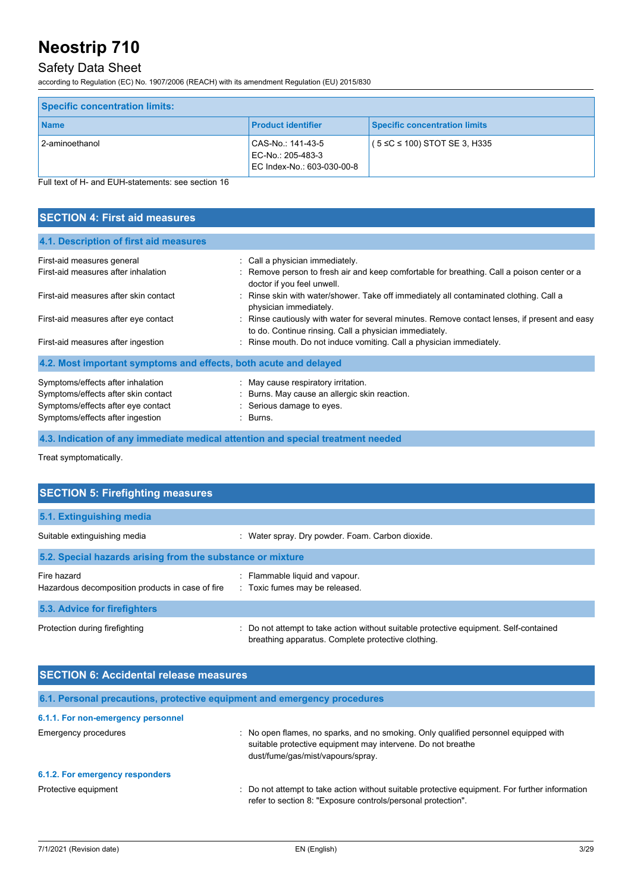| Specific concentration limits: | | |
|---|---|---|
| **Name** | **Product identifier** | **Specific concentration limits** |
| 2-aminoethanol | CAS-No.: 141-43-5<br>EC-No.: 205-483-3<br>EC Index-No.: 603-030-00-8 | ( 5 ≤C ≤ 100) STOT SE 3, H335 |

Full text of H- and EUH-statements: see section 16

## SECTION 4: First aid measures

### 4.1. Description of first aid measures

| | |
|---|---|
| First-aid measures general | : Call a physician immediately. |
| First-aid measures after inhalation | : Remove person to fresh air and keep comfortable for breathing. Call a poison center or a doctor if you feel unwell. |
| First-aid measures after skin contact | : Rinse skin with water/shower. Take off immediately all contaminated clothing. Call a physician immediately. |
| First-aid measures after eye contact | : Rinse cautiously with water for several minutes. Remove contact lenses, if present and easy to do. Continue rinsing. Call a physician immediately. |
| First-aid measures after ingestion | : Rinse mouth. Do not induce vomiting. Call a physician immediately. |

### 4.2. Most important symptoms and effects, both acute and delayed

| | |
|---|---|
| Symptoms/effects after inhalation | : May cause respiratory irritation. |
| Symptoms/effects after skin contact | : Burns. May cause an allergic skin reaction. |
| Symptoms/effects after eye contact | : Serious damage to eyes. |
| Symptoms/effects after ingestion | : Burns. |

### 4.3. Indication of any immediate medical attention and special treatment needed

Treat symptomatically.

## SECTION 5: Firefighting measures

### 5.1. Extinguishing media

| | |
|---|---|
| Suitable extinguishing media | : Water spray. Dry powder. Foam. Carbon dioxide. |

### 5.2. Special hazards arising from the substance or mixture

| | |
|---|---|
| Fire hazard | : Flammable liquid and vapour. |
| Hazardous decomposition products in case of fire | : Toxic fumes may be released. |

### 5.3. Advice for firefighters

| | |
|---|---|
| Protection during firefighting | : Do not attempt to take action without suitable protective equipment. Self-contained breathing apparatus. Complete protective clothing. |

## SECTION 6: Accidental release measures

### 6.1. Personal precautions, protective equipment and emergency procedures

#### 6.1.1. For non-emergency personnel

| | |
|---|---|
| Emergency procedures | : No open flames, no sparks, and no smoking. Only qualified personnel equipped with suitable protective equipment may intervene. Do not breathe dust/fume/gas/mist/vapours/spray. |

#### 6.1.2. For emergency responders

| | |
|---|---|
| Protective equipment | : Do not attempt to take action without suitable protective equipment. For further information refer to section 8: "Exposure controls/personal protection". |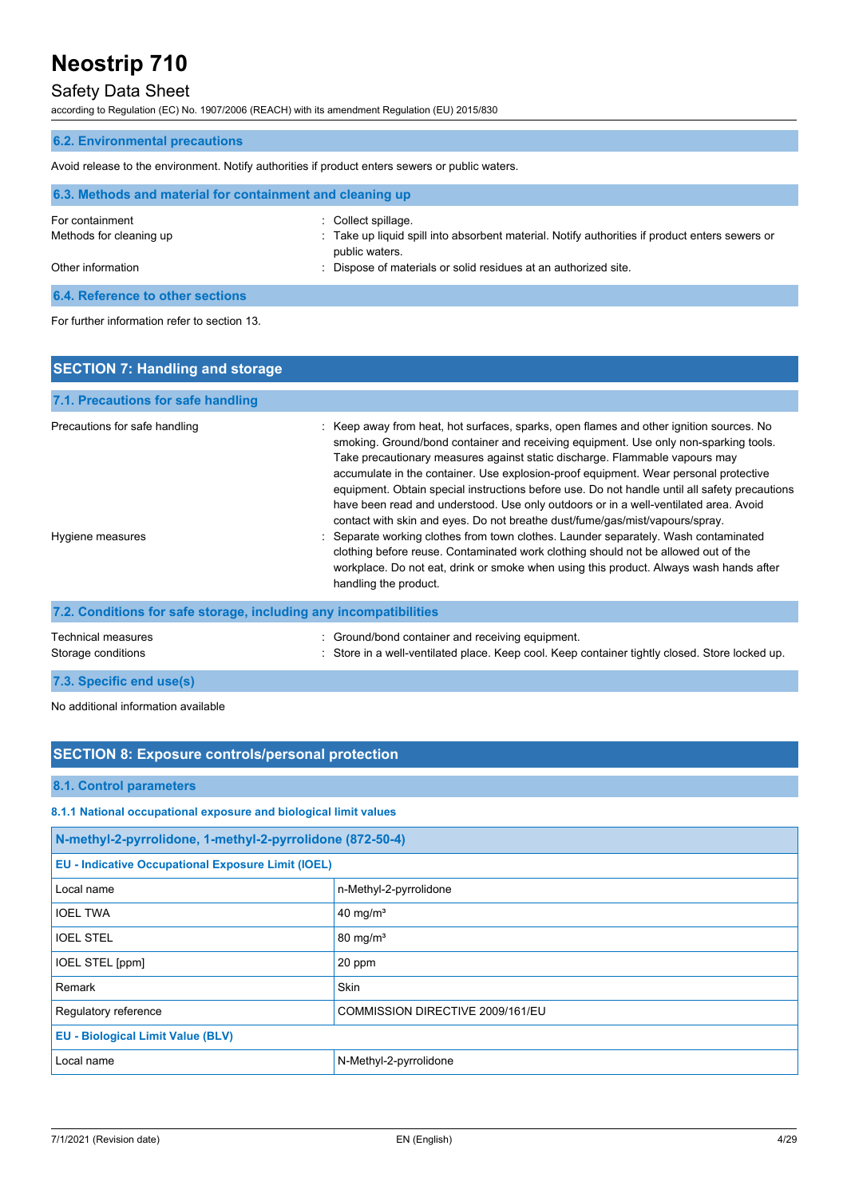### 6.2. Environmental precautions

Avoid release to the environment. Notify authorities if product enters sewers or public waters.

### 6.3. Methods and material for containment and cleaning up

| | |
|---|---|
| For containment | : Collect spillage. |
| Methods for cleaning up | : Take up liquid spill into absorbent material. Notify authorities if product enters sewers or public waters. |
| Other information | : Dispose of materials or solid residues at an authorized site. |

### 6.4. Reference to other sections

For further information refer to section 13.

## SECTION 7: Handling and storage

### 7.1. Precautions for safe handling

| | |
|---|---|
| Precautions for safe handling | : Keep away from heat, hot surfaces, sparks, open flames and other ignition sources. No smoking. Ground/bond container and receiving equipment. Use only non-sparking tools. Take precautionary measures against static discharge. Flammable vapours may accumulate in the container. Use explosion-proof equipment. Wear personal protective equipment. Obtain special instructions before use. Do not handle until all safety precautions have been read and understood. Use only outdoors or in a well-ventilated area. Avoid contact with skin and eyes. Do not breathe dust/fume/gas/mist/vapours/spray. |
| Hygiene measures | : Separate working clothes from town clothes. Launder separately. Wash contaminated clothing before reuse. Contaminated work clothing should not be allowed out of the workplace. Do not eat, drink or smoke when using this product. Always wash hands after handling the product. |

### 7.2. Conditions for safe storage, including any incompatibilities

| | |
|---|---|
| Technical measures | : Ground/bond container and receiving equipment. |
| Storage conditions | : Store in a well-ventilated place. Keep cool. Keep container tightly closed. Store locked up. |

### 7.3. Specific end use(s)

No additional information available

## SECTION 8: Exposure controls/personal protection

### 8.1. Control parameters

#### 8.1.1 National occupational exposure and biological limit values

| N-methyl-2-pyrrolidone, 1-methyl-2-pyrrolidone (872-50-4) | |
|---|---|
| **EU - Indicative Occupational Exposure Limit (IOEL)** | |
| Local name | n-Methyl-2-pyrrolidone |
| IOEL TWA | 40 mg/m³ |
| IOEL STEL | 80 mg/m³ |
| IOEL STEL [ppm] | 20 ppm |
| Remark | Skin |
| Regulatory reference | COMMISSION DIRECTIVE 2009/161/EU |
| **EU - Biological Limit Value (BLV)** | |
| Local name | N-Methyl-2-pyrrolidone |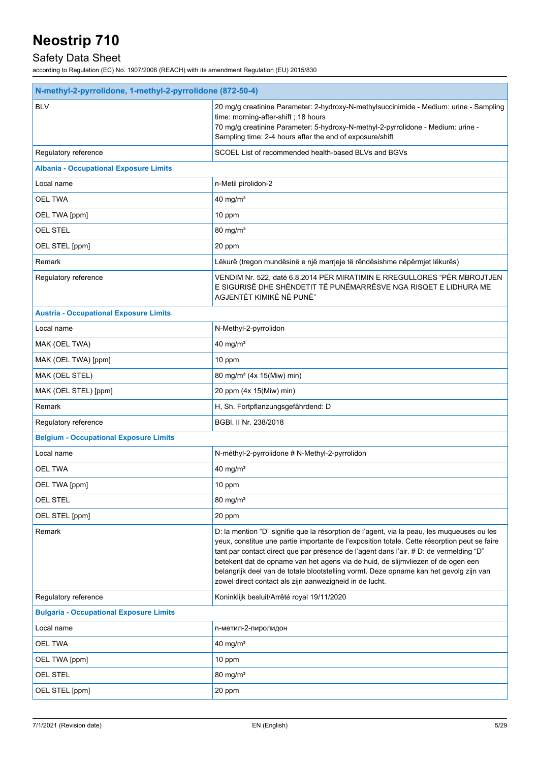| N-methyl-2-pyrrolidone, 1-methyl-2-pyrrolidone (872-50-4) | |
|---|---|
| BLV | 20 mg/g creatinine Parameter: 2-hydroxy-N-methylsuccinimide - Medium: urine - Sampling time: morning-after-shift ; 18 hours<br>70 mg/g creatinine Parameter: 5-hydroxy-N-methyl-2-pyrrolidone - Medium: urine - Sampling time: 2-4 hours after the end of exposure/shift |
| Regulatory reference | SCOEL List of recommended health-based BLVs and BGVs |
| **Albania - Occupational Exposure Limits** | |
| Local name | n-Metil pirolidon-2 |
| OEL TWA | 40 mg/m³ |
| OEL TWA [ppm] | 10 ppm |
| OEL STEL | 80 mg/m³ |
| OEL STEL [ppm] | 20 ppm |
| Remark | Lëkurë (tregon mundësinë e një marrjeje të rëndësishme nëpërmjet lëkurës) |
| Regulatory reference | VENDIM Nr. 522, datë 6.8.2014 PËR MIRATIMIN E RREGULLORES "PËR MBROJTJEN E SIGURISË DHE SHËNDETIT TË PUNËMARRËSVE NGA RISQET E LIDHURA ME AGJENTËT KIMIKË NË PUNË" |
| **Austria - Occupational Exposure Limits** | |
| Local name | N-Methyl-2-pyrrolidon |
| MAK (OEL TWA) | 40 mg/m³ |
| MAK (OEL TWA) [ppm] | 10 ppm |
| MAK (OEL STEL) | 80 mg/m³ (4x 15(Miw) min) |
| MAK (OEL STEL) [ppm] | 20 ppm (4x 15(Miw) min) |
| Remark | H, Sh. Fortpflanzungsgefährdend: D |
| Regulatory reference | BGBl. II Nr. 238/2018 |
| **Belgium - Occupational Exposure Limits** | |
| Local name | N-méthyl-2-pyrrolidone # N-Methyl-2-pyrrolidon |
| OEL TWA | 40 mg/m³ |
| OEL TWA [ppm] | 10 ppm |
| OEL STEL | 80 mg/m³ |
| OEL STEL [ppm] | 20 ppm |
| Remark | D: la mention "D" signifie que la résorption de l'agent, via la peau, les muqueuses ou les yeux, constitue une partie importante de l'exposition totale. Cette résorption peut se faire tant par contact direct que par présence de l'agent dans l'air. # D: de vermelding "D" betekent dat de opname van het agens via de huid, de slijmvliezen of de ogen een belangrijk deel van de totale blootstelling vormt. Deze opname kan het gevolg zijn van zowel direct contact als zijn aanwezigheid in de lucht. |
| Regulatory reference | Koninklijk besluit/Arrêté royal 19/11/2020 |
| **Bulgaria - Occupational Exposure Limits** | |
| Local name | n-метил-2-пиролидон |
| OEL TWA | 40 mg/m³ |
| OEL TWA [ppm] | 10 ppm |
| OEL STEL | 80 mg/m³ |
| OEL STEL [ppm] | 20 ppm |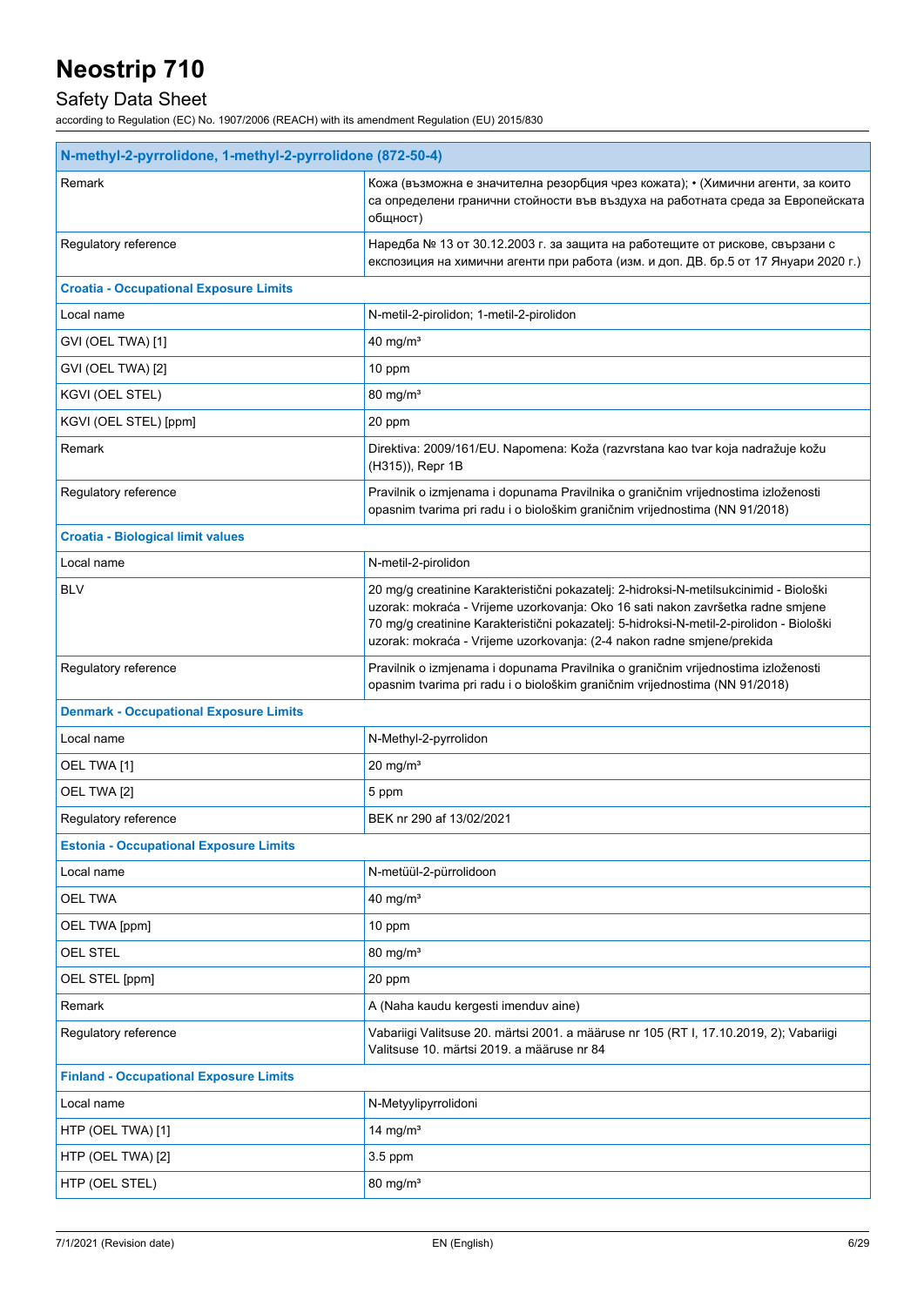# Neostrip 710

## Safety Data Sheet

according to Regulation (EC) No. 1907/2006 (REACH) with its amendment Regulation (EU) 2015/830

| N-methyl-2-pyrrolidone, 1-methyl-2-pyrrolidone (872-50-4) | |
|---|---|
| Remark | Кожа (възможна е значителна резорбция чрез кожата); • (Химични агенти, за които са определени гранични стойности във въздуха на работната среда за Европейската общност) |
| Regulatory reference | Наредба № 13 от 30.12.2003 г. за защита на работещите от рискове, свързани с експозиция на химични агенти при работа (изм. и доп. ДВ. бр.5 от 17 Януари 2020 г.) |
| **Croatia - Occupational Exposure Limits** | |
| Local name | N-metil-2-pirolidon; 1-metil-2-pirolidon |
| GVI (OEL TWA) [1] | 40 mg/m³ |
| GVI (OEL TWA) [2] | 10 ppm |
| KGVI (OEL STEL) | 80 mg/m³ |
| KGVI (OEL STEL) [ppm] | 20 ppm |
| Remark | Direktiva: 2009/161/EU. Napomena: Koža (razvrstana kao tvar koja nadražuje kožu (H315)), Repr 1B |
| Regulatory reference | Pravilnik o izmjenama i dopunama Pravilnika o graničnim vrijednostima izloženosti opasnim tvarima pri radu i o biološkim graničnim vrijednostima (NN 91/2018) |
| **Croatia - Biological limit values** | |
| Local name | N-metil-2-pirolidon |
| BLV | 20 mg/g creatinine Karakteristični pokazatelj: 2-hidroksi-N-metilsukcinimid - Biološki uzorak: mokraća - Vrijeme uzorkovanja: Oko 16 sati nakon završetka radne smjene<br>70 mg/g creatinine Karakteristični pokazatelj: 5-hidroksi-N-metil-2-pirolidon - Biološki uzorak: mokraća - Vrijeme uzorkovanja: (2-4 nakon radne smjene/prekida |
| Regulatory reference | Pravilnik o izmjenama i dopunama Pravilnika o graničnim vrijednostima izloženosti opasnim tvarima pri radu i o biološkim graničnim vrijednostima (NN 91/2018) |
| **Denmark - Occupational Exposure Limits** | |
| Local name | N-Methyl-2-pyrrolidon |
| OEL TWA [1] | 20 mg/m³ |
| OEL TWA [2] | 5 ppm |
| Regulatory reference | BEK nr 290 af 13/02/2021 |
| **Estonia - Occupational Exposure Limits** | |
| Local name | N-metüül-2-pürrolidoon |
| OEL TWA | 40 mg/m³ |
| OEL TWA [ppm] | 10 ppm |
| OEL STEL | 80 mg/m³ |
| OEL STEL [ppm] | 20 ppm |
| Remark | A (Naha kaudu kergesti imenduv aine) |
| Regulatory reference | Vabariigi Valitsuse 20. märtsi 2001. a määruse nr 105 (RT I, 17.10.2019, 2); Vabariigi Valitsuse 10. märtsi 2019. a määruse nr 84 |
| **Finland - Occupational Exposure Limits** | |
| Local name | N-Metyylipyrrolidoni |
| HTP (OEL TWA) [1] | 14 mg/m³ |
| HTP (OEL TWA) [2] | 3.5 ppm |
| HTP (OEL STEL) | 80 mg/m³ |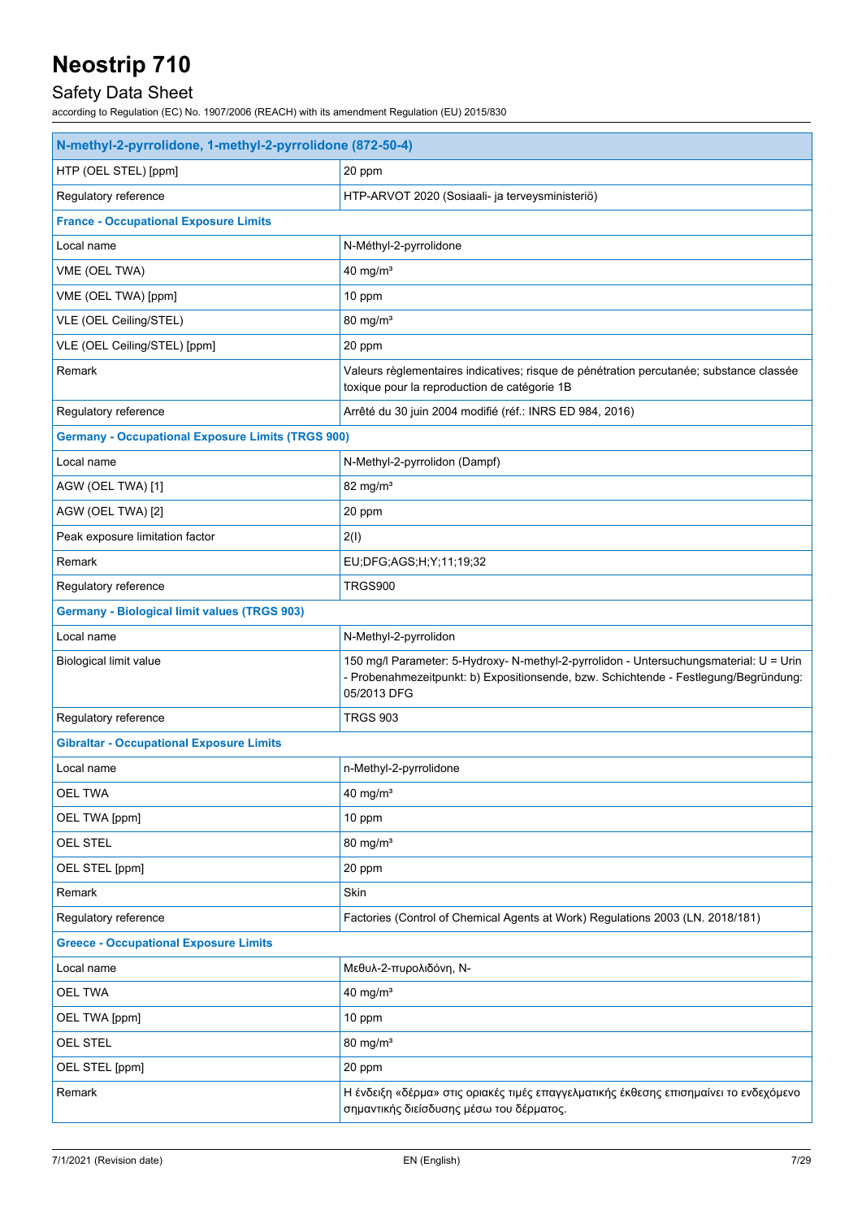# Neostrip 710

## Safety Data Sheet

according to Regulation (EC) No. 1907/2006 (REACH) with its amendment Regulation (EU) 2015/830

| N-methyl-2-pyrrolidone, 1-methyl-2-pyrrolidone (872-50-4) | |
|---|---|
| HTP (OEL STEL) [ppm] | 20 ppm |
| Regulatory reference | HTP-ARVOT 2020 (Sosiaali- ja terveysministeriö) |
| **France - Occupational Exposure Limits** | |
| Local name | N-Méthyl-2-pyrrolidone |
| VME (OEL TWA) | 40 mg/m³ |
| VME (OEL TWA) [ppm] | 10 ppm |
| VLE (OEL Ceiling/STEL) | 80 mg/m³ |
| VLE (OEL Ceiling/STEL) [ppm] | 20 ppm |
| Remark | Valeurs règlementaires indicatives; risque de pénétration percutanée; substance classée toxique pour la reproduction de catégorie 1B |
| Regulatory reference | Arrêté du 30 juin 2004 modifié (réf.: INRS ED 984, 2016) |
| **Germany - Occupational Exposure Limits (TRGS 900)** | |
| Local name | N-Methyl-2-pyrrolidon (Dampf) |
| AGW (OEL TWA) [1] | 82 mg/m³ |
| AGW (OEL TWA) [2] | 20 ppm |
| Peak exposure limitation factor | 2(I) |
| Remark | EU;DFG;AGS;H;Y;11;19;32 |
| Regulatory reference | TRGS900 |
| **Germany - Biological limit values (TRGS 903)** | |
| Local name | N-Methyl-2-pyrrolidon |
| Biological limit value | 150 mg/l Parameter: 5-Hydroxy- N-methyl-2-pyrrolidon - Untersuchungsmaterial: U = Urin - Probenahmezeitpunkt: b) Expositionsende, bzw. Schichtende - Festlegung/Begründung: 05/2013 DFG |
| Regulatory reference | TRGS 903 |
| **Gibraltar - Occupational Exposure Limits** | |
| Local name | n-Methyl-2-pyrrolidone |
| OEL TWA | 40 mg/m³ |
| OEL TWA [ppm] | 10 ppm |
| OEL STEL | 80 mg/m³ |
| OEL STEL [ppm] | 20 ppm |
| Remark | Skin |
| Regulatory reference | Factories (Control of Chemical Agents at Work) Regulations 2003 (LN. 2018/181) |
| **Greece - Occupational Exposure Limits** | |
| Local name | Μεθυλ-2-πυρολιδόνη, Ν- |
| OEL TWA | 40 mg/m³ |
| OEL TWA [ppm] | 10 ppm |
| OEL STEL | 80 mg/m³ |
| OEL STEL [ppm] | 20 ppm |
| Remark | Η ένδειξη «δέρμα» στις οριακές τιμές επαγγελματικής έκθεσης επισημαίνει το ενδεχόμενο σημαντικής διείσδυσης μέσω του δέρματος. |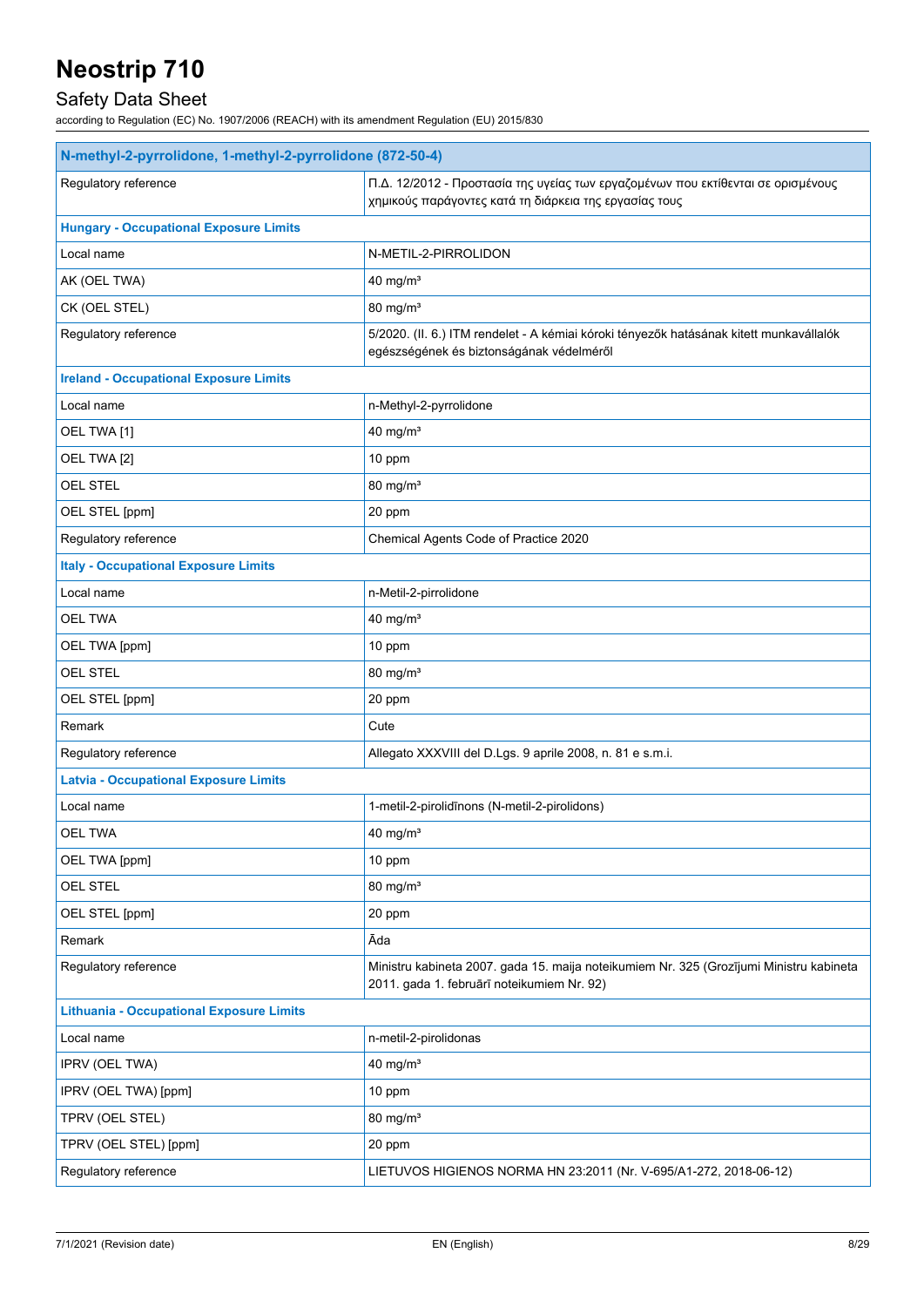# Neostrip 710

## Safety Data Sheet

according to Regulation (EC) No. 1907/2006 (REACH) with its amendment Regulation (EU) 2015/830

| N-methyl-2-pyrrolidone, 1-methyl-2-pyrrolidone (872-50-4) | |
|---|---|
| Regulatory reference | Π.Δ. 12/2012 - Προστασία της υγείας των εργαζομένων που εκτίθενται σε ορισμένους χημικούς παράγοντες κατά τη διάρκεια της εργασίας τους |
| **Hungary - Occupational Exposure Limits** | |
| Local name | N-METIL-2-PIRROLIDON |
| AK (OEL TWA) | 40 mg/m³ |
| CK (OEL STEL) | 80 mg/m³ |
| Regulatory reference | 5/2020. (II. 6.) ITM rendelet - A kémiai kóroki tényezők hatásának kitett munkavállalók egészségének és biztonságának védelméről |
| **Ireland - Occupational Exposure Limits** | |
| Local name | n-Methyl-2-pyrrolidone |
| OEL TWA [1] | 40 mg/m³ |
| OEL TWA [2] | 10 ppm |
| OEL STEL | 80 mg/m³ |
| OEL STEL [ppm] | 20 ppm |
| Regulatory reference | Chemical Agents Code of Practice 2020 |
| **Italy - Occupational Exposure Limits** | |
| Local name | n-Metil-2-pirrolidone |
| OEL TWA | 40 mg/m³ |
| OEL TWA [ppm] | 10 ppm |
| OEL STEL | 80 mg/m³ |
| OEL STEL [ppm] | 20 ppm |
| Remark | Cute |
| Regulatory reference | Allegato XXXVIII del D.Lgs. 9 aprile 2008, n. 81 e s.m.i. |
| **Latvia - Occupational Exposure Limits** | |
| Local name | 1-metil-2-pirolidīnons (N-metil-2-pirolidons) |
| OEL TWA | 40 mg/m³ |
| OEL TWA [ppm] | 10 ppm |
| OEL STEL | 80 mg/m³ |
| OEL STEL [ppm] | 20 ppm |
| Remark | Āda |
| Regulatory reference | Ministru kabineta 2007. gada 15. maija noteikumiem Nr. 325 (Grozījumi Ministru kabineta 2011. gada 1. februārī noteikumiem Nr. 92) |
| **Lithuania - Occupational Exposure Limits** | |
| Local name | n-metil-2-pirolidonas |
| IPRV (OEL TWA) | 40 mg/m³ |
| IPRV (OEL TWA) [ppm] | 10 ppm |
| TPRV (OEL STEL) | 80 mg/m³ |
| TPRV (OEL STEL) [ppm] | 20 ppm |
| Regulatory reference | LIETUVOS HIGIENOS NORMA HN 23:2011 (Nr. V-695/A1-272, 2018-06-12) |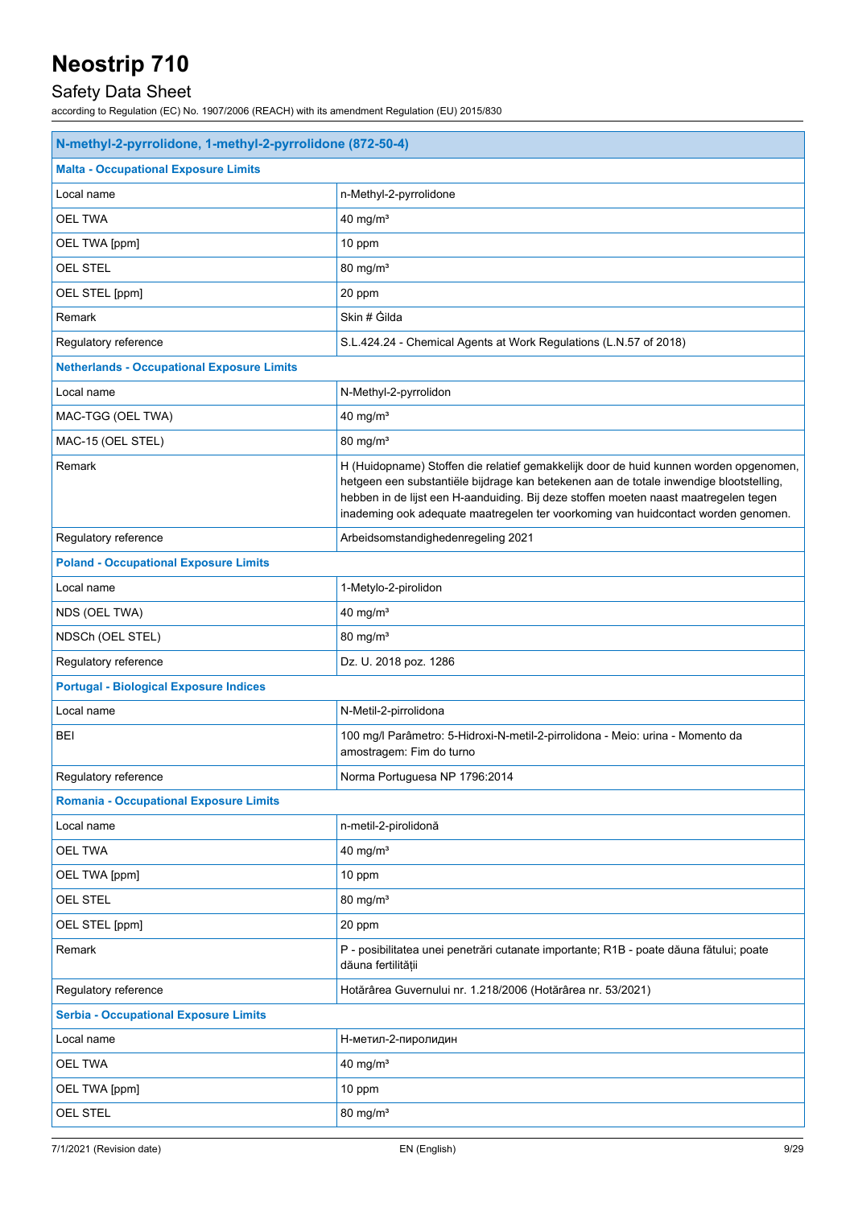| N-methyl-2-pyrrolidone, 1-methyl-2-pyrrolidone (872-50-4) | |
|---|---|
| **Malta - Occupational Exposure Limits** | |
| Local name | n-Methyl-2-pyrrolidone |
| OEL TWA | 40 mg/m³ |
| OEL TWA [ppm] | 10 ppm |
| OEL STEL | 80 mg/m³ |
| OEL STEL [ppm] | 20 ppm |
| Remark | Skin # Ġilda |
| Regulatory reference | S.L.424.24 - Chemical Agents at Work Regulations (L.N.57 of 2018) |
| **Netherlands - Occupational Exposure Limits** | |
| Local name | N-Methyl-2-pyrrolidon |
| MAC-TGG (OEL TWA) | 40 mg/m³ |
| MAC-15 (OEL STEL) | 80 mg/m³ |
| Remark | H (Huidopname) Stoffen die relatief gemakkelijk door de huid kunnen worden opgenomen, hetgeen een substantiële bijdrage kan betekenen aan de totale inwendige blootstelling, hebben in de lijst een H-aanduiding. Bij deze stoffen moeten naast maatregelen tegen inademing ook adequate maatregelen ter voorkoming van huidcontact worden genomen. |
| Regulatory reference | Arbeidsomstandighedenregeling 2021 |
| **Poland - Occupational Exposure Limits** | |
| Local name | 1-Metylo-2-pirolidon |
| NDS (OEL TWA) | 40 mg/m³ |
| NDSCh (OEL STEL) | 80 mg/m³ |
| Regulatory reference | Dz. U. 2018 poz. 1286 |
| **Portugal - Biological Exposure Indices** | |
| Local name | N-Metil-2-pirrolidona |
| BEI | 100 mg/l Parâmetro: 5-Hidroxi-N-metil-2-pirrolidona - Meio: urina - Momento da amostragem: Fim do turno |
| Regulatory reference | Norma Portuguesa NP 1796:2014 |
| **Romania - Occupational Exposure Limits** | |
| Local name | n-metil-2-pirolidonă |
| OEL TWA | 40 mg/m³ |
| OEL TWA [ppm] | 10 ppm |
| OEL STEL | 80 mg/m³ |
| OEL STEL [ppm] | 20 ppm |
| Remark | P - posibilitatea unei penetrări cutanate importante; R1B - poate dăuna fătului; poate dăuna fertilității |
| Regulatory reference | Hotărârea Guvernului nr. 1.218/2006 (Hotărârea nr. 53/2021) |
| **Serbia - Occupational Exposure Limits** | |
| Local name | Н-метил-2-пиролидин |
| OEL TWA | 40 mg/m³ |
| OEL TWA [ppm] | 10 ppm |
| OEL STEL | 80 mg/m³ |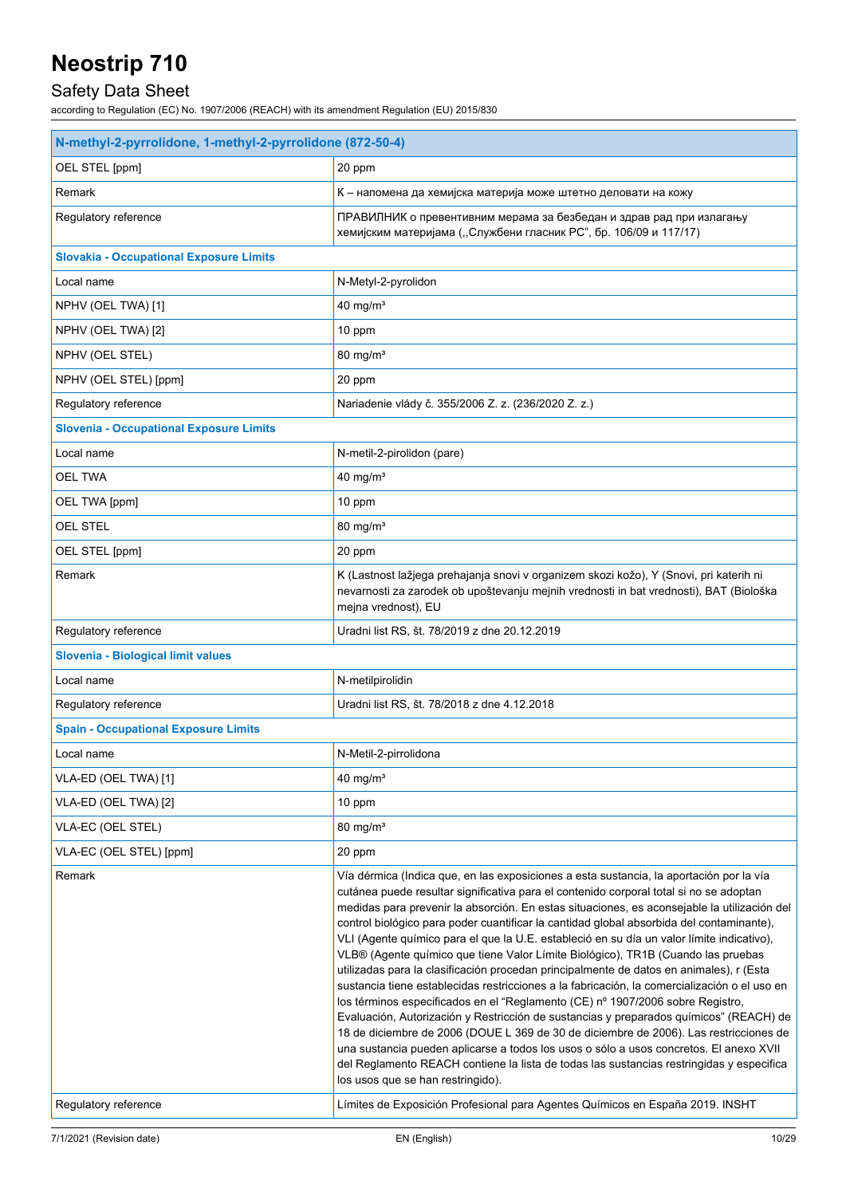| N-methyl-2-pyrrolidone, 1-methyl-2-pyrrolidone (872-50-4) | |
|---|---|
| OEL STEL [ppm] | 20 ppm |
| Remark | К – напомена да хемијска материја може штетно деловати на кожу |
| Regulatory reference | ПРАВИЛНИК о превентивним мерама за безбедан и здрав рад при излагању хемијским материјама („Службени гласник РС", бр. 106/09 и 117/17) |
| **Slovakia - Occupational Exposure Limits** | |
| Local name | N-Metyl-2-pyrolidon |
| NPHV (OEL TWA) [1] | 40 mg/m³ |
| NPHV (OEL TWA) [2] | 10 ppm |
| NPHV (OEL STEL) | 80 mg/m³ |
| NPHV (OEL STEL) [ppm] | 20 ppm |
| Regulatory reference | Nariadenie vlády č. 355/2006 Z. z. (236/2020 Z. z.) |
| **Slovenia - Occupational Exposure Limits** | |
| Local name | N-metil-2-pirolidon (pare) |
| OEL TWA | 40 mg/m³ |
| OEL TWA [ppm] | 10 ppm |
| OEL STEL | 80 mg/m³ |
| OEL STEL [ppm] | 20 ppm |
| Remark | K (Lastnost lažjega prehajanja snovi v organizem skozi kožo), Y (Snovi, pri katerih ni nevarnosti za zarodek ob upoštevanju mejnih vrednosti in bat vrednosti), BAT (Biološka mejna vrednost), EU |
| Regulatory reference | Uradni list RS, št. 78/2019 z dne 20.12.2019 |
| **Slovenia - Biological limit values** | |
| Local name | N-metilpirolidin |
| Regulatory reference | Uradni list RS, št. 78/2018 z dne 4.12.2018 |
| **Spain - Occupational Exposure Limits** | |
| Local name | N-Metil-2-pirrolidona |
| VLA-ED (OEL TWA) [1] | 40 mg/m³ |
| VLA-ED (OEL TWA) [2] | 10 ppm |
| VLA-EC (OEL STEL) | 80 mg/m³ |
| VLA-EC (OEL STEL) [ppm] | 20 ppm |
| Remark | Vía dérmica (Indica que, en las exposiciones a esta sustancia, la aportación por la vía cutánea puede resultar significativa para el contenido corporal total si no se adoptan medidas para prevenir la absorción. En estas situaciones, es aconsejable la utilización del control biológico para poder cuantificar la cantidad global absorbida del contaminante), VLI (Agente químico para el que la U.E. estableció en su día un valor límite indicativo), VLB® (Agente químico que tiene Valor Límite Biológico), TR1B (Cuando las pruebas utilizadas para la clasificación procedan principalmente de datos en animales), r (Esta sustancia tiene establecidas restricciones a la fabricación, la comercialización o el uso en los términos especificados en el "Reglamento (CE) nº 1907/2006 sobre Registro, Evaluación, Autorización y Restricción de sustancias y preparados químicos" (REACH) de 18 de diciembre de 2006 (DOUE L 369 de 30 de diciembre de 2006). Las restricciones de una sustancia pueden aplicarse a todos los usos o sólo a usos concretos. El anexo XVII del Reglamento REACH contiene la lista de todas las sustancias restringidas y especifica los usos que se han restringido). |
| Regulatory reference | Límites de Exposición Profesional para Agentes Químicos en España 2019. INSHT |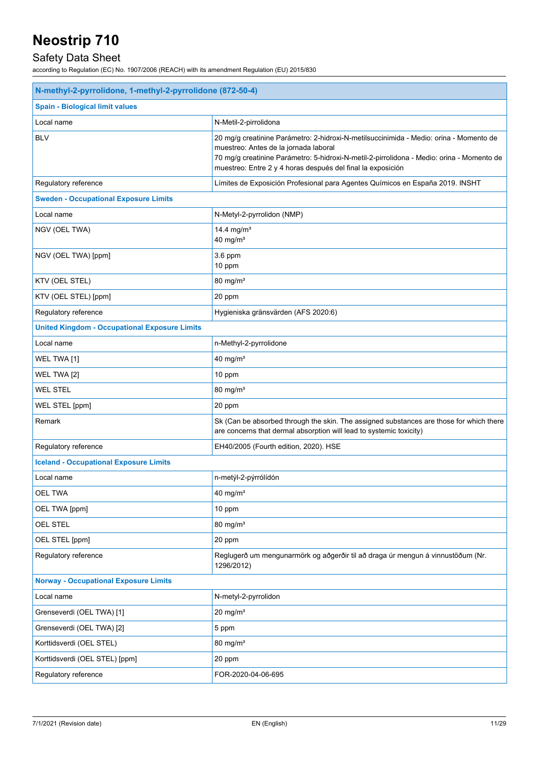| N-methyl-2-pyrrolidone, 1-methyl-2-pyrrolidone (872-50-4) | |
|---|---|
| **Spain - Biological limit values** | |
| Local name | N-Metil-2-pirrolidona |
| BLV | 20 mg/g creatinine Parámetro: 2-hidroxi-N-metilsuccinimida - Medio: orina - Momento de muestreo: Antes de la jornada laboral<br>70 mg/g creatinine Parámetro: 5-hidroxi-N-metil-2-pirrolidona - Medio: orina - Momento de muestreo: Entre 2 y 4 horas después del final la exposición |
| Regulatory reference | Límites de Exposición Profesional para Agentes Químicos en España 2019. INSHT |
| **Sweden - Occupational Exposure Limits** | |
| Local name | N-Metyl-2-pyrrolidon (NMP) |
| NGV (OEL TWA) | 14.4 mg/m³<br>40 mg/m³ |
| NGV (OEL TWA) [ppm] | 3.6 ppm<br>10 ppm |
| KTV (OEL STEL) | 80 mg/m³ |
| KTV (OEL STEL) [ppm] | 20 ppm |
| Regulatory reference | Hygieniska gränsvärden (AFS 2020:6) |
| **United Kingdom - Occupational Exposure Limits** | |
| Local name | n-Methyl-2-pyrrolidone |
| WEL TWA [1] | 40 mg/m³ |
| WEL TWA [2] | 10 ppm |
| WEL STEL | 80 mg/m³ |
| WEL STEL [ppm] | 20 ppm |
| Remark | Sk (Can be absorbed through the skin. The assigned substances are those for which there are concerns that dermal absorption will lead to systemic toxicity) |
| Regulatory reference | EH40/2005 (Fourth edition, 2020). HSE |
| **Iceland - Occupational Exposure Limits** | |
| Local name | n-metýl-2-pýrrólídón |
| OEL TWA | 40 mg/m³ |
| OEL TWA [ppm] | 10 ppm |
| OEL STEL | 80 mg/m³ |
| OEL STEL [ppm] | 20 ppm |
| Regulatory reference | Reglugerð um mengunarmörk og aðgerðir til að draga úr mengun á vinnustöðum (Nr. 1296/2012) |
| **Norway - Occupational Exposure Limits** | |
| Local name | N-metyl-2-pyrrolidon |
| Grenseverdi (OEL TWA) [1] | 20 mg/m³ |
| Grenseverdi (OEL TWA) [2] | 5 ppm |
| Korttidsverdi (OEL STEL) | 80 mg/m³ |
| Korttidsverdi (OEL STEL) [ppm] | 20 ppm |
| Regulatory reference | FOR-2020-04-06-695 |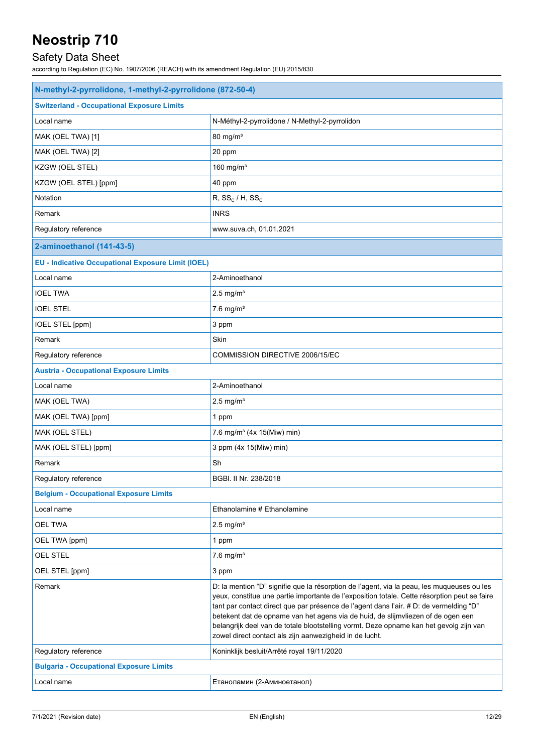| N-methyl-2-pyrrolidone, 1-methyl-2-pyrrolidone (872-50-4) | |
|---|---|
| **Switzerland - Occupational Exposure Limits** | |
| Local name | N-Méthyl-2-pyrrolidone / N-Methyl-2-pyrrolidon |
| MAK (OEL TWA) [1] | 80 mg/m³ |
| MAK (OEL TWA) [2] | 20 ppm |
| KZGW (OEL STEL) | 160 mg/m³ |
| KZGW (OEL STEL) [ppm] | 40 ppm |
| Notation | R, $SS_C$ / H, $SS_C$ |
| Remark | INRS |
| Regulatory reference | www.suva.ch, 01.01.2021 |
| **2-aminoethanol (141-43-5)** | |
| **EU - Indicative Occupational Exposure Limit (IOEL)** | |
| Local name | 2-Aminoethanol |
| IOEL TWA | 2.5 mg/m³ |
| IOEL STEL | 7.6 mg/m³ |
| IOEL STEL [ppm] | 3 ppm |
| Remark | Skin |
| Regulatory reference | COMMISSION DIRECTIVE 2006/15/EC |
| **Austria - Occupational Exposure Limits** | |
| Local name | 2-Aminoethanol |
| MAK (OEL TWA) | 2.5 mg/m³ |
| MAK (OEL TWA) [ppm] | 1 ppm |
| MAK (OEL STEL) | 7.6 mg/m³ (4x 15(Miw) min) |
| MAK (OEL STEL) [ppm] | 3 ppm (4x 15(Miw) min) |
| Remark | Sh |
| Regulatory reference | BGBl. II Nr. 238/2018 |
| **Belgium - Occupational Exposure Limits** | |
| Local name | Ethanolamine # Ethanolamine |
| OEL TWA | 2.5 mg/m³ |
| OEL TWA [ppm] | 1 ppm |
| OEL STEL | 7.6 mg/m³ |
| OEL STEL [ppm] | 3 ppm |
| Remark | D: la mention "D" signifie que la résorption de l'agent, via la peau, les muqueuses ou les yeux, constitue une partie importante de l'exposition totale. Cette résorption peut se faire tant par contact direct que par présence de l'agent dans l'air. # D: de vermelding "D" betekent dat de opname van het agens via de huid, de slijmvliezen of de ogen een belangrijk deel van de totale blootstelling vormt. Deze opname kan het gevolg zijn van zowel direct contact als zijn aanwezigheid in de lucht. |
| Regulatory reference | Koninklijk besluit/Arrêté royal 19/11/2020 |
| **Bulgaria - Occupational Exposure Limits** | |
| Local name | Етаноламин (2-Аминоетанол) |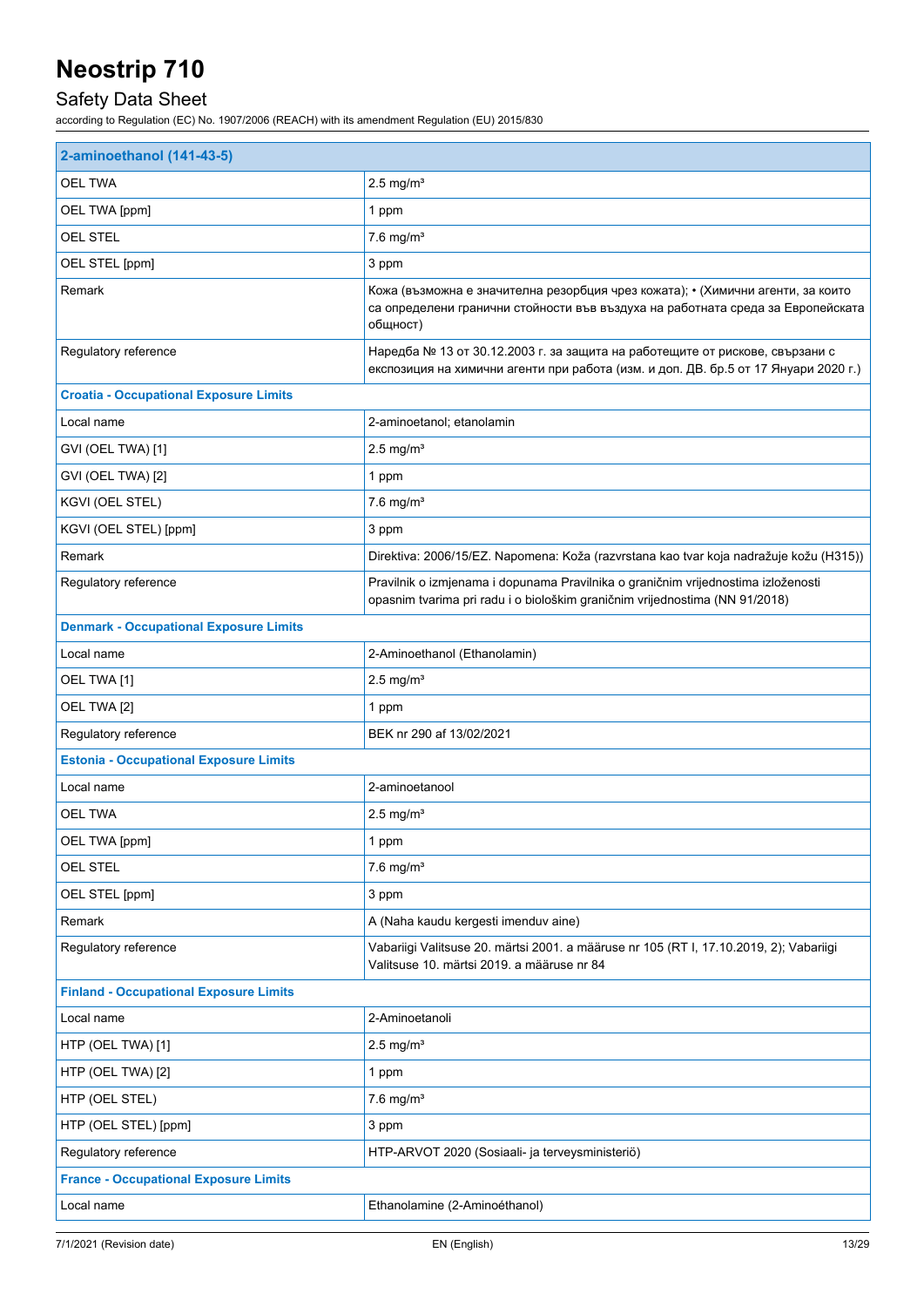| 2-aminoethanol (141-43-5) | |
|---|---|
| OEL TWA | 2.5 mg/m³ |
| OEL TWA [ppm] | 1 ppm |
| OEL STEL | 7.6 mg/m³ |
| OEL STEL [ppm] | 3 ppm |
| Remark | Кожа (възможна е значителна резорбция чрез кожата); • (Химични агенти, за които са определени гранични стойности във въздуха на работната среда за Европейската общност) |
| Regulatory reference | Наредба № 13 от 30.12.2003 г. за защита на работещите от рискове, свързани с експозиция на химични агенти при работа (изм. и доп. ДВ. бр.5 от 17 Януари 2020 г.) |
| **Croatia - Occupational Exposure Limits** | |
| Local name | 2-aminoetanol; etanolamin |
| GVI (OEL TWA) [1] | 2.5 mg/m³ |
| GVI (OEL TWA) [2] | 1 ppm |
| KGVI (OEL STEL) | 7.6 mg/m³ |
| KGVI (OEL STEL) [ppm] | 3 ppm |
| Remark | Direktiva: 2006/15/EZ. Napomena: Koža (razvrstana kao tvar koja nadražuje kožu (H315)) |
| Regulatory reference | Pravilnik o izmjenama i dopunama Pravilnika o graničnim vrijednostima izloženosti opasnim tvarima pri radu i o biološkim graničnim vrijednostima (NN 91/2018) |
| **Denmark - Occupational Exposure Limits** | |
| Local name | 2-Aminoethanol (Ethanolamin) |
| OEL TWA [1] | 2.5 mg/m³ |
| OEL TWA [2] | 1 ppm |
| Regulatory reference | BEK nr 290 af 13/02/2021 |
| **Estonia - Occupational Exposure Limits** | |
| Local name | 2-aminoetanool |
| OEL TWA | 2.5 mg/m³ |
| OEL TWA [ppm] | 1 ppm |
| OEL STEL | 7.6 mg/m³ |
| OEL STEL [ppm] | 3 ppm |
| Remark | A (Naha kaudu kergesti imenduv aine) |
| Regulatory reference | Vabariigi Valitsuse 20. märtsi 2001. a määruse nr 105 (RT I, 17.10.2019, 2); Vabariigi Valitsuse 10. märtsi 2019. a määruse nr 84 |
| **Finland - Occupational Exposure Limits** | |
| Local name | 2-Aminoetanoli |
| HTP (OEL TWA) [1] | 2.5 mg/m³ |
| HTP (OEL TWA) [2] | 1 ppm |
| HTP (OEL STEL) | 7.6 mg/m³ |
| HTP (OEL STEL) [ppm] | 3 ppm |
| Regulatory reference | HTP-ARVOT 2020 (Sosiaali- ja terveysministeriö) |
| **France - Occupational Exposure Limits** | |
| Local name | Ethanolamine (2-Aminoéthanol) |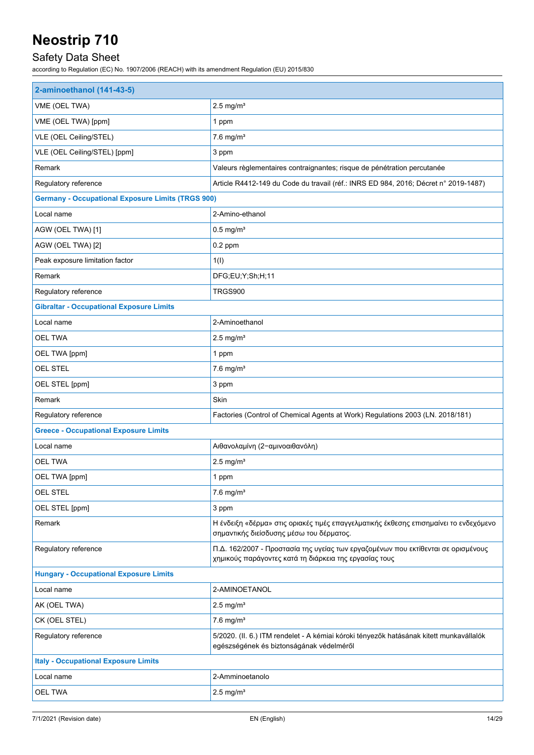| 2-aminoethanol (141-43-5) | |
|---|---|
| VME (OEL TWA) | 2.5 mg/m³ |
| VME (OEL TWA) [ppm] | 1 ppm |
| VLE (OEL Ceiling/STEL) | 7.6 mg/m³ |
| VLE (OEL Ceiling/STEL) [ppm] | 3 ppm |
| Remark | Valeurs règlementaires contraignantes; risque de pénétration percutanée |
| Regulatory reference | Article R4412-149 du Code du travail (réf.: INRS ED 984, 2016; Décret n° 2019-1487) |
| **Germany - Occupational Exposure Limits (TRGS 900)** | |
| Local name | 2-Amino-ethanol |
| AGW (OEL TWA) [1] | 0.5 mg/m³ |
| AGW (OEL TWA) [2] | 0.2 ppm |
| Peak exposure limitation factor | 1(I) |
| Remark | DFG;EU;Y;Sh;H;11 |
| Regulatory reference | TRGS900 |
| **Gibraltar - Occupational Exposure Limits** | |
| Local name | 2-Aminoethanol |
| OEL TWA | 2.5 mg/m³ |
| OEL TWA [ppm] | 1 ppm |
| OEL STEL | 7.6 mg/m³ |
| OEL STEL [ppm] | 3 ppm |
| Remark | Skin |
| Regulatory reference | Factories (Control of Chemical Agents at Work) Regulations 2003 (LN. 2018/181) |
| **Greece - Occupational Exposure Limits** | |
| Local name | Αιθανολαμίνη (2−αμινοαιθανόλη) |
| OEL TWA | 2.5 mg/m³ |
| OEL TWA [ppm] | 1 ppm |
| OEL STEL | 7.6 mg/m³ |
| OEL STEL [ppm] | 3 ppm |
| Remark | Η ένδειξη «δέρμα» στις οριακές τιμές επαγγελματικής έκθεσης επισημαίνει το ενδεχόμενο σημαντικής διείσδυσης μέσω του δέρματος. |
| Regulatory reference | Π.Δ. 162/2007 - Προστασία της υγείας των εργαζομένων που εκτίθενται σε ορισμένους χημικούς παράγοντες κατά τη διάρκεια της εργασίας τους |
| **Hungary - Occupational Exposure Limits** | |
| Local name | 2-AMINOETANOL |
| AK (OEL TWA) | 2.5 mg/m³ |
| CK (OEL STEL) | 7.6 mg/m³ |
| Regulatory reference | 5/2020. (II. 6.) ITM rendelet - A kémiai kóroki tényezők hatásának kitett munkavállalók egészségének és biztonságának védelméről |
| **Italy - Occupational Exposure Limits** | |
| Local name | 2-Amminoetanolo |
| OEL TWA | 2.5 mg/m³ |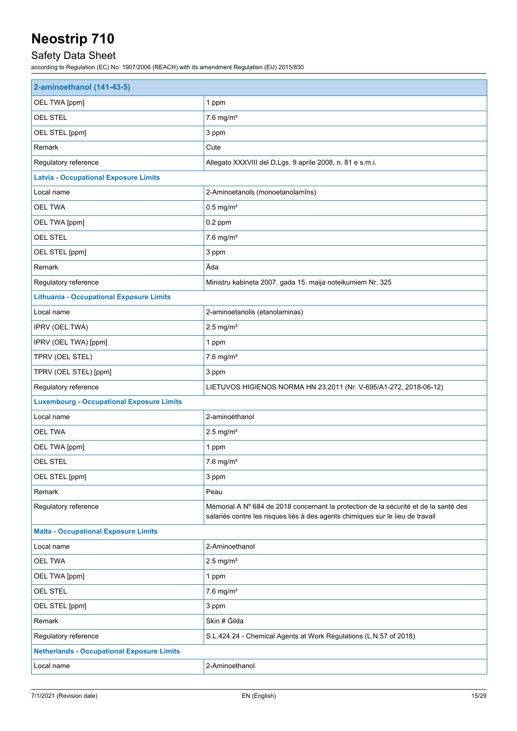| 2-aminoethanol (141-43-5) | |
|---|---|
| OEL TWA [ppm] | 1 ppm |
| OEL STEL | 7.6 mg/m³ |
| OEL STEL [ppm] | 3 ppm |
| Remark | Cute |
| Regulatory reference | Allegato XXXVIII del D.Lgs. 9 aprile 2008, n. 81 e s.m.i. |
| **Latvia - Occupational Exposure Limits** | |
| Local name | 2-Aminoetanols (monoetanolamīns) |
| OEL TWA | 0.5 mg/m³ |
| OEL TWA [ppm] | 0.2 ppm |
| OEL STEL | 7.6 mg/m³ |
| OEL STEL [ppm] | 3 ppm |
| Remark | Āda |
| Regulatory reference | Ministru kabineta 2007. gada 15. maija noteikumiem Nr. 325 |
| **Lithuania - Occupational Exposure Limits** | |
| Local name | 2-aminoetanolis (etanolaminas) |
| IPRV (OEL TWA) | 2.5 mg/m³ |
| IPRV (OEL TWA) [ppm] | 1 ppm |
| TPRV (OEL STEL) | 7.6 mg/m³ |
| TPRV (OEL STEL) [ppm] | 3 ppm |
| Regulatory reference | LIETUVOS HIGIENOS NORMA HN 23:2011 (Nr. V-695/A1-272, 2018-06-12) |
| **Luxembourg - Occupational Exposure Limits** | |
| Local name | 2-aminoéthanol |
| OEL TWA | 2.5 mg/m³ |
| OEL TWA [ppm] | 1 ppm |
| OEL STEL | 7.6 mg/m³ |
| OEL STEL [ppm] | 3 ppm |
| Remark | Peau |
| Regulatory reference | Mémorial A Nº 684 de 2018 concernant la protection de la sécurité et de la santé des salariés contre les risques liés à des agents chimiques sur le lieu de travail |
| **Malta - Occupational Exposure Limits** | |
| Local name | 2-Aminoethanol |
| OEL TWA | 2.5 mg/m³ |
| OEL TWA [ppm] | 1 ppm |
| OEL STEL | 7.6 mg/m³ |
| OEL STEL [ppm] | 3 ppm |
| Remark | Skin # Ġilda |
| Regulatory reference | S.L.424.24 - Chemical Agents at Work Regulations (L.N.57 of 2018) |
| **Netherlands - Occupational Exposure Limits** | |
| Local name | 2-Aminoethanol |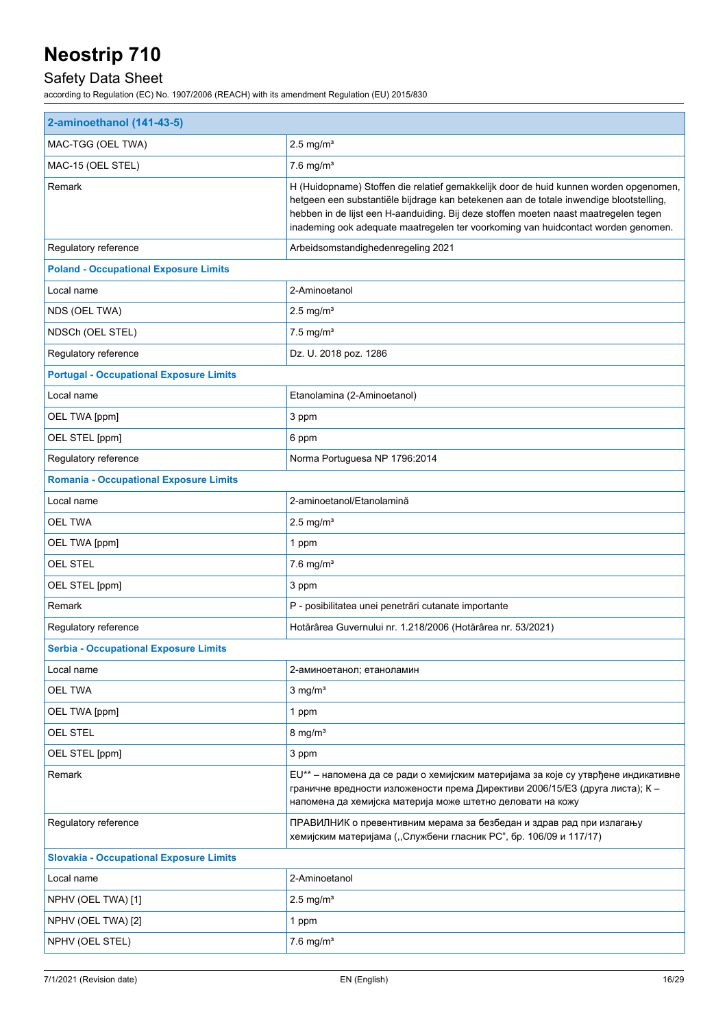| 2-aminoethanol (141-43-5) | |
|---|---|
| MAC-TGG (OEL TWA) | 2.5 mg/m³ |
| MAC-15 (OEL STEL) | 7.6 mg/m³ |
| Remark | H (Huidopname) Stoffen die relatief gemakkelijk door de huid kunnen worden opgenomen, hetgeen een substantiële bijdrage kan betekenen aan de totale inwendige blootstelling, hebben in de lijst een H-aanduiding. Bij deze stoffen moeten naast maatregelen tegen inademing ook adequate maatregelen ter voorkoming van huidcontact worden genomen. |
| Regulatory reference | Arbeidsomstandighedenregeling 2021 |
| **Poland - Occupational Exposure Limits** | |
| Local name | 2-Aminoetanol |
| NDS (OEL TWA) | 2.5 mg/m³ |
| NDSCh (OEL STEL) | 7.5 mg/m³ |
| Regulatory reference | Dz. U. 2018 poz. 1286 |
| **Portugal - Occupational Exposure Limits** | |
| Local name | Etanolamina (2-Aminoetanol) |
| OEL TWA [ppm] | 3 ppm |
| OEL STEL [ppm] | 6 ppm |
| Regulatory reference | Norma Portuguesa NP 1796:2014 |
| **Romania - Occupational Exposure Limits** | |
| Local name | 2-aminoetanol/Etanolamină |
| OEL TWA | 2.5 mg/m³ |
| OEL TWA [ppm] | 1 ppm |
| OEL STEL | 7.6 mg/m³ |
| OEL STEL [ppm] | 3 ppm |
| Remark | P - posibilitatea unei penetrări cutanate importante |
| Regulatory reference | Hotărârea Guvernului nr. 1.218/2006 (Hotărârea nr. 53/2021) |
| **Serbia - Occupational Exposure Limits** | |
| Local name | 2-аминоетанол; етаноламин |
| OEL TWA | 3 mg/m³ |
| OEL TWA [ppm] | 1 ppm |
| OEL STEL | 8 mg/m³ |
| OEL STEL [ppm] | 3 ppm |
| Remark | EU** – напомена да се ради о хемијским материјама за које су утврђене индикативне граничне вредности изложености према Директиви 2006/15/ЕЗ (друга листа); К – напомена да хемијска материја може штетно деловати на кожу |
| Regulatory reference | ПРАВИЛНИК о превентивним мерама за безбедан и здрав рад при излагању хемијским материјама („Службени гласник РС", бр. 106/09 и 117/17) |
| **Slovakia - Occupational Exposure Limits** | |
| Local name | 2-Aminoetanol |
| NPHV (OEL TWA) [1] | 2.5 mg/m³ |
| NPHV (OEL TWA) [2] | 1 ppm |
| NPHV (OEL STEL) | 7.6 mg/m³ |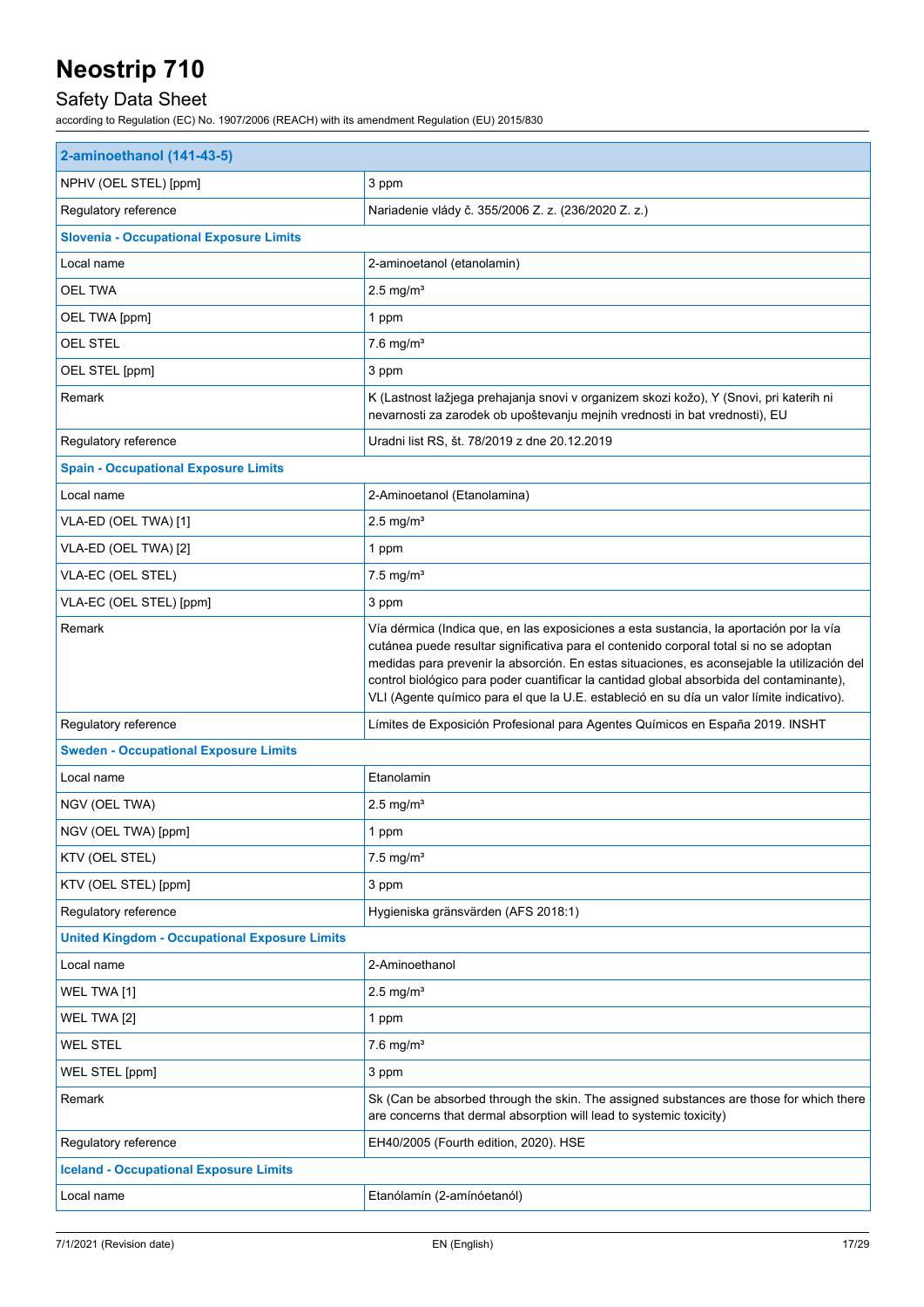| 2-aminoethanol (141-43-5) | |
|---|---|
| NPHV (OEL STEL) [ppm] | 3 ppm |
| Regulatory reference | Nariadenie vlády č. 355/2006 Z. z. (236/2020 Z. z.) |
| **Slovenia - Occupational Exposure Limits** | |
| Local name | 2-aminoetanol (etanolamin) |
| OEL TWA | 2.5 mg/m³ |
| OEL TWA [ppm] | 1 ppm |
| OEL STEL | 7.6 mg/m³ |
| OEL STEL [ppm] | 3 ppm |
| Remark | K (Lastnost lažjega prehajanja snovi v organizem skozi kožo), Y (Snovi, pri katerih ni nevarnosti za zarodek ob upoštevanju mejnih vrednosti in bat vrednosti), EU |
| Regulatory reference | Uradni list RS, št. 78/2019 z dne 20.12.2019 |
| **Spain - Occupational Exposure Limits** | |
| Local name | 2-Aminoetanol (Etanolamina) |
| VLA-ED (OEL TWA) [1] | 2.5 mg/m³ |
| VLA-ED (OEL TWA) [2] | 1 ppm |
| VLA-EC (OEL STEL) | 7.5 mg/m³ |
| VLA-EC (OEL STEL) [ppm] | 3 ppm |
| Remark | Vía dérmica (Indica que, en las exposiciones a esta sustancia, la aportación por la vía cutánea puede resultar significativa para el contenido corporal total si no se adoptan medidas para prevenir la absorción. En estas situaciones, es aconsejable la utilización del control biológico para poder cuantificar la cantidad global absorbida del contaminante), VLI (Agente químico para el que la U.E. estableció en su día un valor límite indicativo). |
| Regulatory reference | Límites de Exposición Profesional para Agentes Químicos en España 2019. INSHT |
| **Sweden - Occupational Exposure Limits** | |
| Local name | Etanolamin |
| NGV (OEL TWA) | 2.5 mg/m³ |
| NGV (OEL TWA) [ppm] | 1 ppm |
| KTV (OEL STEL) | 7.5 mg/m³ |
| KTV (OEL STEL) [ppm] | 3 ppm |
| Regulatory reference | Hygieniska gränsvärden (AFS 2018:1) |
| **United Kingdom - Occupational Exposure Limits** | |
| Local name | 2-Aminoethanol |
| WEL TWA [1] | 2.5 mg/m³ |
| WEL TWA [2] | 1 ppm |
| WEL STEL | 7.6 mg/m³ |
| WEL STEL [ppm] | 3 ppm |
| Remark | Sk (Can be absorbed through the skin. The assigned substances are those for which there are concerns that dermal absorption will lead to systemic toxicity) |
| Regulatory reference | EH40/2005 (Fourth edition, 2020). HSE |
| **Iceland - Occupational Exposure Limits** | |
| Local name | Etanólamín (2-amínóetanól) |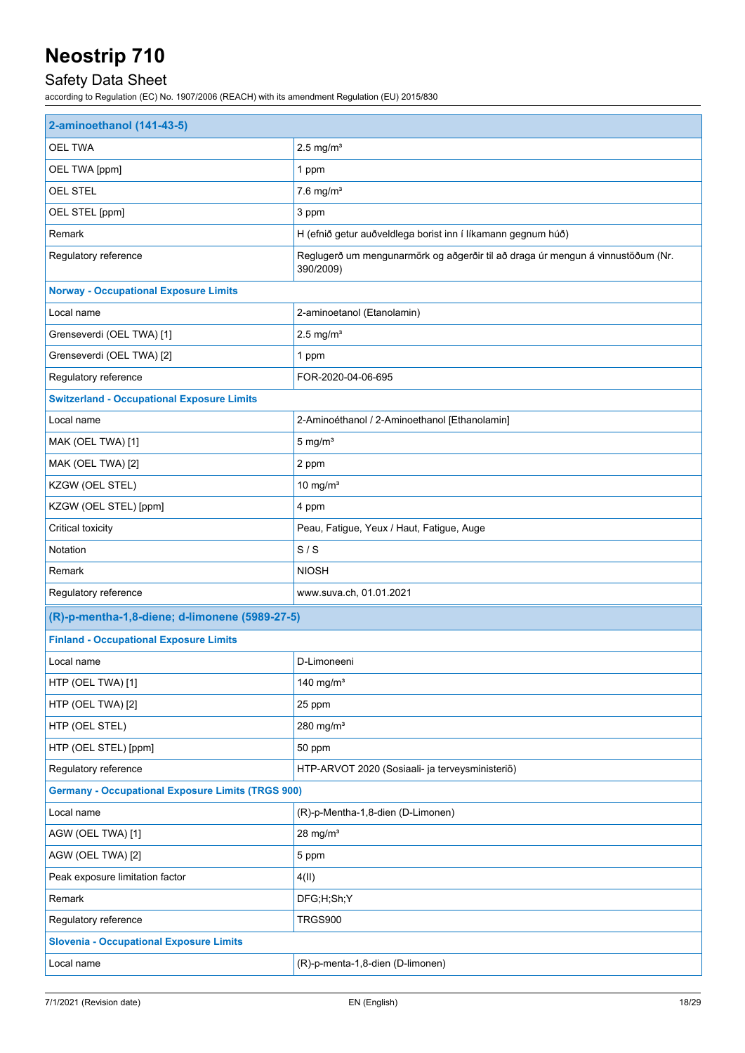# Neostrip 710

## Safety Data Sheet

according to Regulation (EC) No. 1907/2006 (REACH) with its amendment Regulation (EU) 2015/830

| 2-aminoethanol (141-43-5) | |
|---|---|
| OEL TWA | 2.5 mg/m³ |
| OEL TWA [ppm] | 1 ppm |
| OEL STEL | 7.6 mg/m³ |
| OEL STEL [ppm] | 3 ppm |
| Remark | H (efnið getur auðveldlega borist inn í líkamann gegnum húð) |
| Regulatory reference | Reglugerð um mengunarmörk og aðgerðir til að draga úr mengun á vinnustöðum (Nr. 390/2009) |
| **Norway - Occupational Exposure Limits** | |
| Local name | 2-aminoetanol (Etanolamin) |
| Grenseverdi (OEL TWA) [1] | 2.5 mg/m³ |
| Grenseverdi (OEL TWA) [2] | 1 ppm |
| Regulatory reference | FOR-2020-04-06-695 |
| **Switzerland - Occupational Exposure Limits** | |
| Local name | 2-Aminoéthanol / 2-Aminoethanol [Ethanolamin] |
| MAK (OEL TWA) [1] | 5 mg/m³ |
| MAK (OEL TWA) [2] | 2 ppm |
| KZGW (OEL STEL) | 10 mg/m³ |
| KZGW (OEL STEL) [ppm] | 4 ppm |
| Critical toxicity | Peau, Fatigue, Yeux / Haut, Fatigue, Auge |
| Notation | S / S |
| Remark | NIOSH |
| Regulatory reference | www.suva.ch, 01.01.2021 |

| (R)-p-mentha-1,8-diene; d-limonene (5989-27-5) | |
|---|---|
| **Finland - Occupational Exposure Limits** | |
| Local name | D-Limoneeni |
| HTP (OEL TWA) [1] | 140 mg/m³ |
| HTP (OEL TWA) [2] | 25 ppm |
| HTP (OEL STEL) | 280 mg/m³ |
| HTP (OEL STEL) [ppm] | 50 ppm |
| Regulatory reference | HTP-ARVOT 2020 (Sosiaali- ja terveysministeriö) |
| **Germany - Occupational Exposure Limits (TRGS 900)** | |
| Local name | (R)-p-Mentha-1,8-dien (D-Limonen) |
| AGW (OEL TWA) [1] | 28 mg/m³ |
| AGW (OEL TWA) [2] | 5 ppm |
| Peak exposure limitation factor | 4(II) |
| Remark | DFG;H;Sh;Y |
| Regulatory reference | TRGS900 |
| **Slovenia - Occupational Exposure Limits** | |
| Local name | (R)-p-menta-1,8-dien (D-limonen) |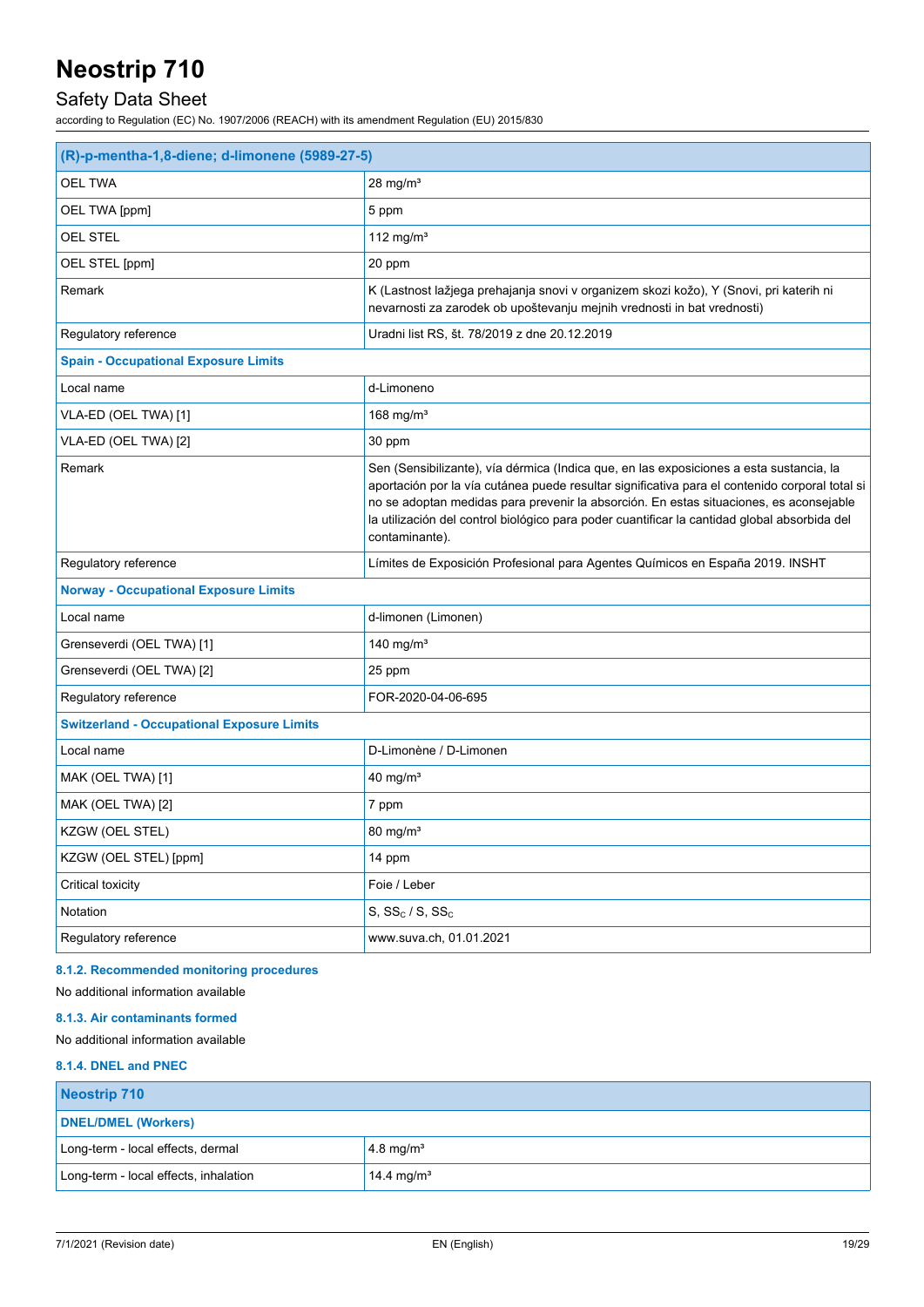| (R)-p-mentha-1,8-diene; d-limonene (5989-27-5) | |
|---|---|
| OEL TWA | 28 mg/m³ |
| OEL TWA [ppm] | 5 ppm |
| OEL STEL | 112 mg/m³ |
| OEL STEL [ppm] | 20 ppm |
| Remark | K (Lastnost lažjega prehajanja snovi v organizem skozi kožo), Y (Snovi, pri katerih ni nevarnosti za zarodek ob upoštevanju mejnih vrednosti in bat vrednosti) |
| Regulatory reference | Uradni list RS, št. 78/2019 z dne 20.12.2019 |
| **Spain - Occupational Exposure Limits** | |
| Local name | d-Limoneno |
| VLA-ED (OEL TWA) [1] | 168 mg/m³ |
| VLA-ED (OEL TWA) [2] | 30 ppm |
| Remark | Sen (Sensibilizante), vía dérmica (Indica que, en las exposiciones a esta sustancia, la aportación por la vía cutánea puede resultar significativa para el contenido corporal total si no se adoptan medidas para prevenir la absorción. En estas situaciones, es aconsejable la utilización del control biológico para poder cuantificar la cantidad global absorbida del contaminante). |
| Regulatory reference | Límites de Exposición Profesional para Agentes Químicos en España 2019. INSHT |
| **Norway - Occupational Exposure Limits** | |
| Local name | d-limonen (Limonen) |
| Grenseverdi (OEL TWA) [1] | 140 mg/m³ |
| Grenseverdi (OEL TWA) [2] | 25 ppm |
| Regulatory reference | FOR-2020-04-06-695 |
| **Switzerland - Occupational Exposure Limits** | |
| Local name | D-Limonène / D-Limonen |
| MAK (OEL TWA) [1] | 40 mg/m³ |
| MAK (OEL TWA) [2] | 7 ppm |
| KZGW (OEL STEL) | 80 mg/m³ |
| KZGW (OEL STEL) [ppm] | 14 ppm |
| Critical toxicity | Foie / Leber |
| Notation | S, $SS_C$ / S, $SS_C$ |
| Regulatory reference | www.suva.ch, 01.01.2021 |

#### 8.1.2. Recommended monitoring procedures

No additional information available

#### 8.1.3. Air contaminants formed

No additional information available

#### 8.1.4. DNEL and PNEC

| Neostrip 710 | |
|---|---|
| **DNEL/DMEL (Workers)** | |
| Long-term - local effects, dermal | 4.8 mg/m³ |
| Long-term - local effects, inhalation | 14.4 mg/m³ |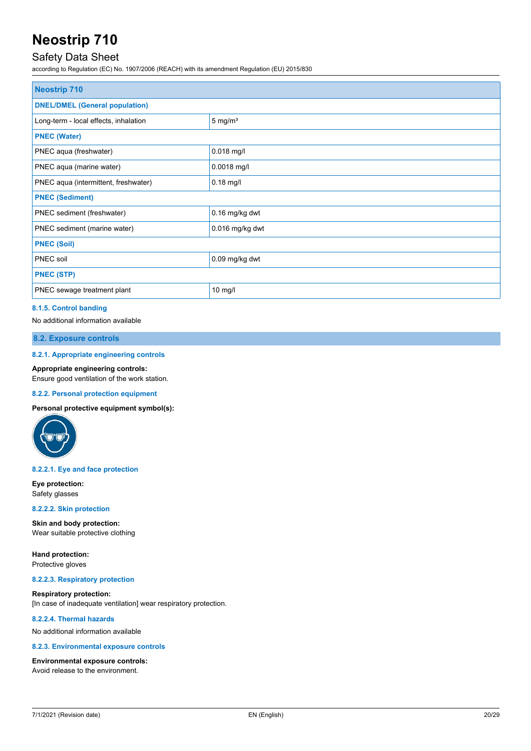| Neostrip 710 | |
|---|---|
| **DNEL/DMEL (General population)** | |
| Long-term - local effects, inhalation | 5 mg/m³ |
| **PNEC (Water)** | |
| PNEC aqua (freshwater) | 0.018 mg/l |
| PNEC aqua (marine water) | 0.0018 mg/l |
| PNEC aqua (intermittent, freshwater) | 0.18 mg/l |
| **PNEC (Sediment)** | |
| PNEC sediment (freshwater) | 0.16 mg/kg dwt |
| PNEC sediment (marine water) | 0.016 mg/kg dwt |
| **PNEC (Soil)** | |
| PNEC soil | 0.09 mg/kg dwt |
| **PNEC (STP)** | |
| PNEC sewage treatment plant | 10 mg/l |

#### 8.1.5. Control banding

No additional information available

## 8.2. Exposure controls

### 8.2.1. Appropriate engineering controls

**Appropriate engineering controls:**
Ensure good ventilation of the work station.

### 8.2.2. Personal protection equipment

**Personal protective equipment symbol(s):**

#### 8.2.2.1. Eye and face protection

**Eye protection:**
Safety glasses

#### 8.2.2.2. Skin protection

**Skin and body protection:**
Wear suitable protective clothing

**Hand protection:**
Protective gloves

#### 8.2.2.3. Respiratory protection

**Respiratory protection:**
[In case of inadequate ventilation] wear respiratory protection.

#### 8.2.2.4. Thermal hazards

No additional information available

### 8.2.3. Environmental exposure controls

**Environmental exposure controls:**
Avoid release to the environment.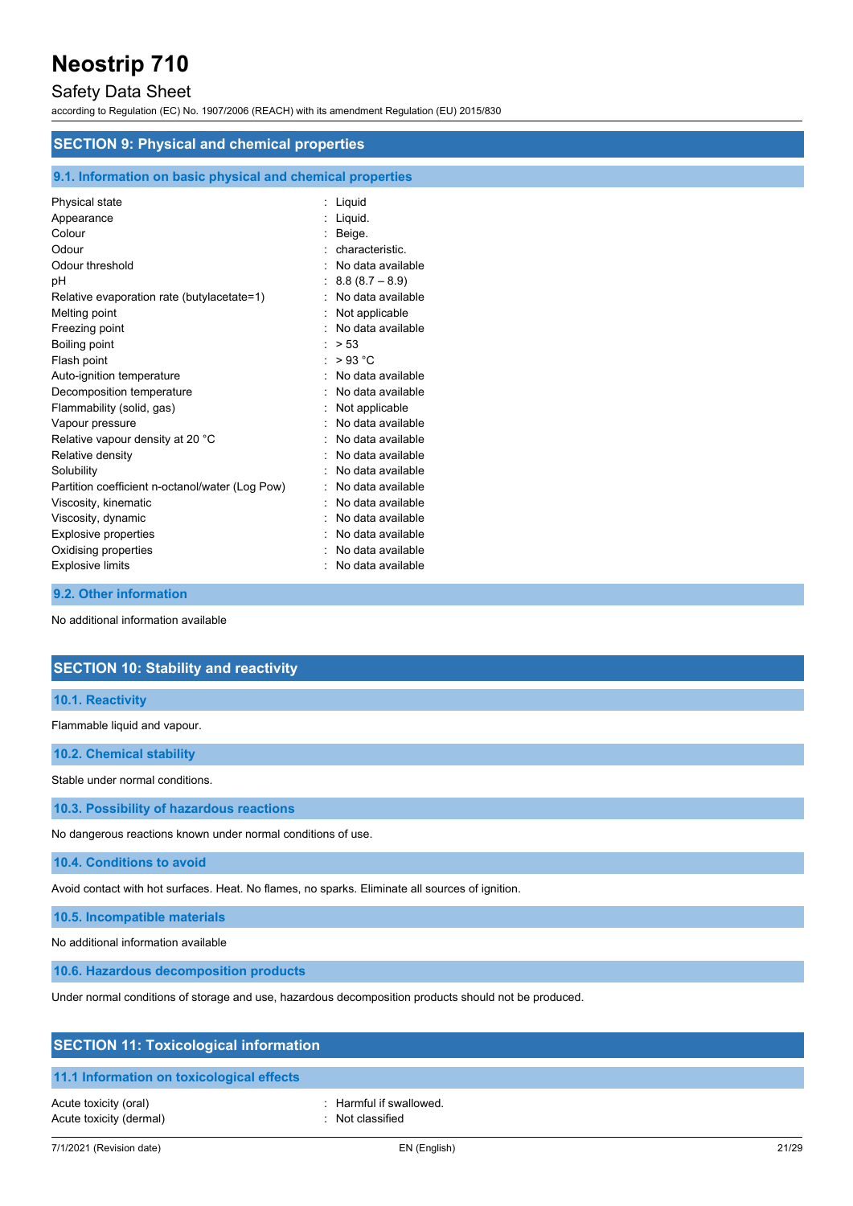## SECTION 9: Physical and chemical properties

### 9.1. Information on basic physical and chemical properties

| | | |
|---|---|---|
| Physical state | : | Liquid |
| Appearance | : | Liquid. |
| Colour | : | Beige. |
| Odour | : | characteristic. |
| Odour threshold | : | No data available |
| pH | : | 8.8 (8.7 – 8.9) |
| Relative evaporation rate (butylacetate=1) | : | No data available |
| Melting point | : | Not applicable |
| Freezing point | : | No data available |
| Boiling point | : | > 53 |
| Flash point | : | > 93 °C |
| Auto-ignition temperature | : | No data available |
| Decomposition temperature | : | No data available |
| Flammability (solid, gas) | : | Not applicable |
| Vapour pressure | : | No data available |
| Relative vapour density at 20 °C | : | No data available |
| Relative density | : | No data available |
| Solubility | : | No data available |
| Partition coefficient n-octanol/water (Log Pow) | : | No data available |
| Viscosity, kinematic | : | No data available |
| Viscosity, dynamic | : | No data available |
| Explosive properties | : | No data available |
| Oxidising properties | : | No data available |
| Explosive limits | : | No data available |

### 9.2. Other information

No additional information available

## SECTION 10: Stability and reactivity

### 10.1. Reactivity

Flammable liquid and vapour.

### 10.2. Chemical stability

Stable under normal conditions.

### 10.3. Possibility of hazardous reactions

No dangerous reactions known under normal conditions of use.

### 10.4. Conditions to avoid

Avoid contact with hot surfaces. Heat. No flames, no sparks. Eliminate all sources of ignition.

### 10.5. Incompatible materials

No additional information available

### 10.6. Hazardous decomposition products

Under normal conditions of storage and use, hazardous decomposition products should not be produced.

## SECTION 11: Toxicological information

### 11.1 Information on toxicological effects

| | | |
|---|---|---|
| Acute toxicity (oral) | : | Harmful if swallowed. |
| Acute toxicity (dermal) | : | Not classified |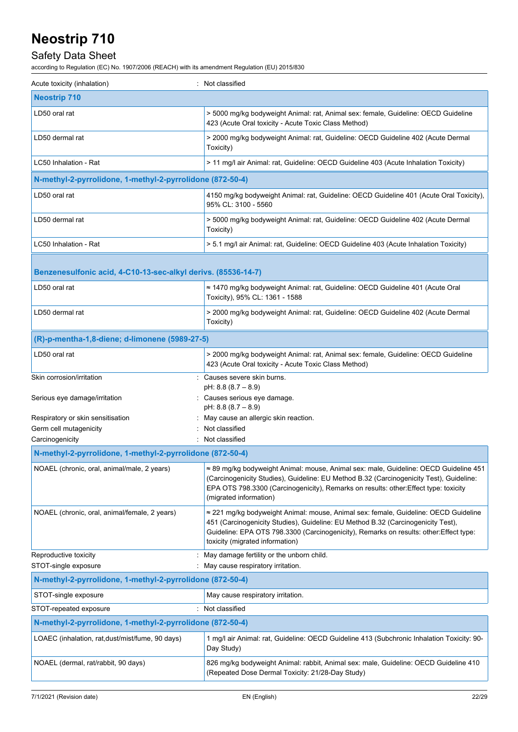Acute toxicity (inhalation) : Not classified

| Neostrip 710 | |
|---|---|
| LD50 oral rat | > 5000 mg/kg bodyweight Animal: rat, Animal sex: female, Guideline: OECD Guideline 423 (Acute Oral toxicity - Acute Toxic Class Method) |
| LD50 dermal rat | > 2000 mg/kg bodyweight Animal: rat, Guideline: OECD Guideline 402 (Acute Dermal Toxicity) |
| LC50 Inhalation - Rat | > 11 mg/l air Animal: rat, Guideline: OECD Guideline 403 (Acute Inhalation Toxicity) |
| **N-methyl-2-pyrrolidone, 1-methyl-2-pyrrolidone (872-50-4)** | |
| LD50 oral rat | 4150 mg/kg bodyweight Animal: rat, Guideline: OECD Guideline 401 (Acute Oral Toxicity), 95% CL: 3100 - 5560 |
| LD50 dermal rat | > 5000 mg/kg bodyweight Animal: rat, Guideline: OECD Guideline 402 (Acute Dermal Toxicity) |
| LC50 Inhalation - Rat | > 5.1 mg/l air Animal: rat, Guideline: OECD Guideline 403 (Acute Inhalation Toxicity) |
| **Benzenesulfonic acid, 4-C10-13-sec-alkyl derivs. (85536-14-7)** | |
| LD50 oral rat | ≈ 1470 mg/kg bodyweight Animal: rat, Guideline: OECD Guideline 401 (Acute Oral Toxicity), 95% CL: 1361 - 1588 |
| LD50 dermal rat | > 2000 mg/kg bodyweight Animal: rat, Guideline: OECD Guideline 402 (Acute Dermal Toxicity) |
| **(R)-p-mentha-1,8-diene; d-limonene (5989-27-5)** | |
| LD50 oral rat | > 2000 mg/kg bodyweight Animal: rat, Animal sex: female, Guideline: OECD Guideline 423 (Acute Oral toxicity - Acute Toxic Class Method) |

Skin corrosion/irritation : Causes severe skin burns.
pH: 8.8 (8.7 – 8.9)

Serious eye damage/irritation : Causes serious eye damage.
pH: 8.8 (8.7 – 8.9)

Respiratory or skin sensitisation : May cause an allergic skin reaction.

Germ cell mutagenicity : Not classified

Carcinogenicity : Not classified

| N-methyl-2-pyrrolidone, 1-methyl-2-pyrrolidone (872-50-4) | |
|---|---|
| NOAEL (chronic, oral, animal/male, 2 years) | ≈ 89 mg/kg bodyweight Animal: mouse, Animal sex: male, Guideline: OECD Guideline 451 (Carcinogenicity Studies), Guideline: EU Method B.32 (Carcinogenicity Test), Guideline: EPA OTS 798.3300 (Carcinogenicity), Remarks on results: other:Effect type: toxicity (migrated information) |
| NOAEL (chronic, oral, animal/female, 2 years) | ≈ 221 mg/kg bodyweight Animal: mouse, Animal sex: female, Guideline: OECD Guideline 451 (Carcinogenicity Studies), Guideline: EU Method B.32 (Carcinogenicity Test), Guideline: EPA OTS 798.3300 (Carcinogenicity), Remarks on results: other:Effect type: toxicity (migrated information) |

Reproductive toxicity : May damage fertility or the unborn child.

STOT-single exposure : May cause respiratory irritation.

| N-methyl-2-pyrrolidone, 1-methyl-2-pyrrolidone (872-50-4) | |
|---|---|
| STOT-single exposure | May cause respiratory irritation. |

STOT-repeated exposure : Not classified

| N-methyl-2-pyrrolidone, 1-methyl-2-pyrrolidone (872-50-4) | |
|---|---|
| LOAEC (inhalation, rat,dust/mist/fume, 90 days) | 1 mg/l air Animal: rat, Guideline: OECD Guideline 413 (Subchronic Inhalation Toxicity: 90-Day Study) |
| NOAEL (dermal, rat/rabbit, 90 days) | 826 mg/kg bodyweight Animal: rabbit, Animal sex: male, Guideline: OECD Guideline 410 (Repeated Dose Dermal Toxicity: 21/28-Day Study) |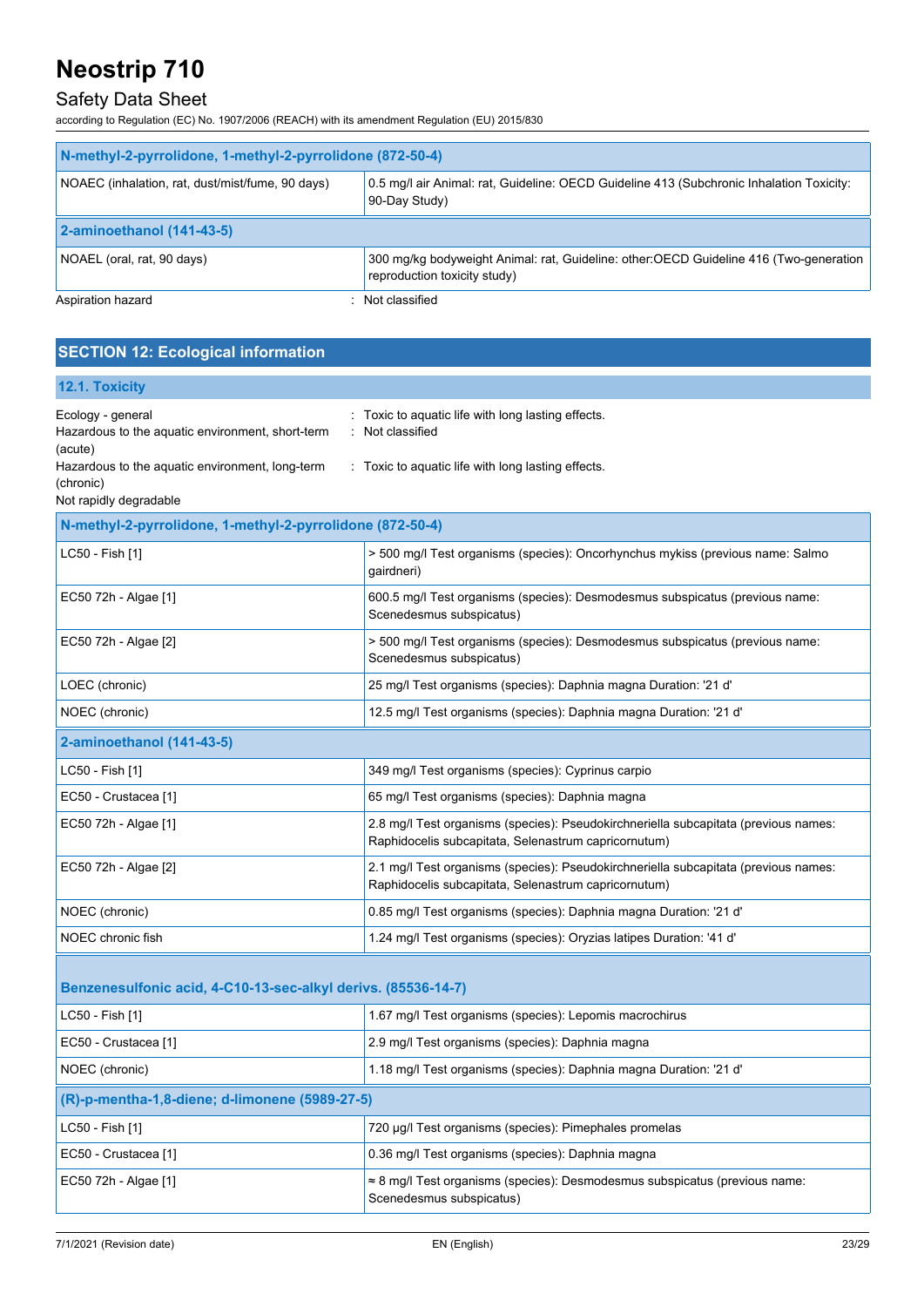| N-methyl-2-pyrrolidone, 1-methyl-2-pyrrolidone (872-50-4) | |
|---|---|
| NOAEC (inhalation, rat, dust/mist/fume, 90 days) | 0.5 mg/l air Animal: rat, Guideline: OECD Guideline 413 (Subchronic Inhalation Toxicity: 90-Day Study) |
| **2-aminoethanol (141-43-5)** | |
| NOAEL (oral, rat, 90 days) | 300 mg/kg bodyweight Animal: rat, Guideline: other:OECD Guideline 416 (Two-generation reproduction toxicity study) |

Aspiration hazard : Not classified

## SECTION 12: Ecological information

### 12.1. Toxicity

Ecology - general : Toxic to aquatic life with long lasting effects.

Hazardous to the aquatic environment, short-term (acute) : Not classified

Hazardous to the aquatic environment, long-term (chronic) : Toxic to aquatic life with long lasting effects.

Not rapidly degradable

| N-methyl-2-pyrrolidone, 1-methyl-2-pyrrolidone (872-50-4) | |
|---|---|
| LC50 - Fish [1] | > 500 mg/l Test organisms (species): Oncorhynchus mykiss (previous name: Salmo gairdneri) |
| EC50 72h - Algae [1] | 600.5 mg/l Test organisms (species): Desmodesmus subspicatus (previous name: Scenedesmus subspicatus) |
| EC50 72h - Algae [2] | > 500 mg/l Test organisms (species): Desmodesmus subspicatus (previous name: Scenedesmus subspicatus) |
| LOEC (chronic) | 25 mg/l Test organisms (species): Daphnia magna Duration: '21 d' |
| NOEC (chronic) | 12.5 mg/l Test organisms (species): Daphnia magna Duration: '21 d' |
| **2-aminoethanol (141-43-5)** | |
| LC50 - Fish [1] | 349 mg/l Test organisms (species): Cyprinus carpio |
| EC50 - Crustacea [1] | 65 mg/l Test organisms (species): Daphnia magna |
| EC50 72h - Algae [1] | 2.8 mg/l Test organisms (species): Pseudokirchneriella subcapitata (previous names: Raphidocelis subcapitata, Selenastrum capricornutum) |
| EC50 72h - Algae [2] | 2.1 mg/l Test organisms (species): Pseudokirchneriella subcapitata (previous names: Raphidocelis subcapitata, Selenastrum capricornutum) |
| NOEC (chronic) | 0.85 mg/l Test organisms (species): Daphnia magna Duration: '21 d' |
| NOEC chronic fish | 1.24 mg/l Test organisms (species): Oryzias latipes Duration: '41 d' |

| Benzenesulfonic acid, 4-C10-13-sec-alkyl derivs. (85536-14-7) | |
|---|---|
| LC50 - Fish [1] | 1.67 mg/l Test organisms (species): Lepomis macrochirus |
| EC50 - Crustacea [1] | 2.9 mg/l Test organisms (species): Daphnia magna |
| NOEC (chronic) | 1.18 mg/l Test organisms (species): Daphnia magna Duration: '21 d' |
| **(R)-p-mentha-1,8-diene; d-limonene (5989-27-5)** | |
| LC50 - Fish [1] | 720 µg/l Test organisms (species): Pimephales promelas |
| EC50 - Crustacea [1] | 0.36 mg/l Test organisms (species): Daphnia magna |
| EC50 72h - Algae [1] | ≈ 8 mg/l Test organisms (species): Desmodesmus subspicatus (previous name: Scenedesmus subspicatus) |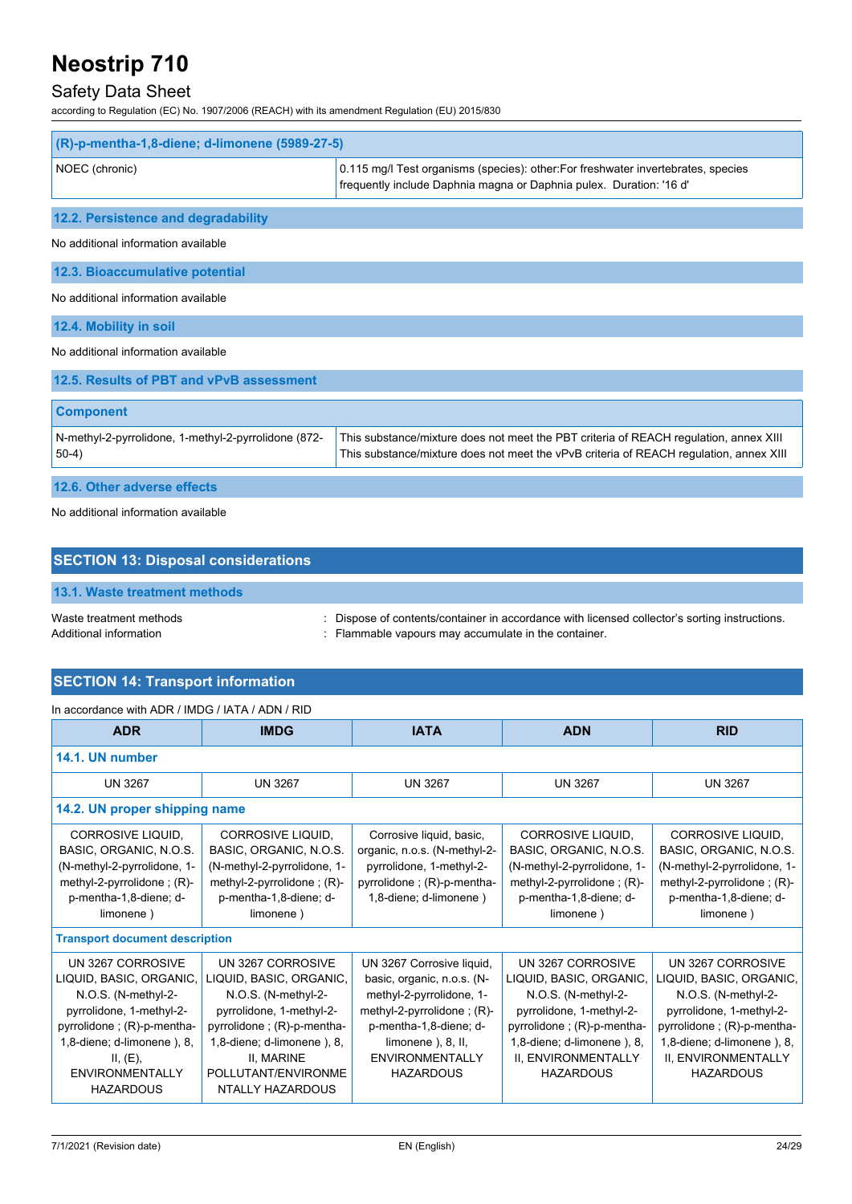| (R)-p-mentha-1,8-diene; d-limonene (5989-27-5) | |
|---|---|
| NOEC (chronic) | 0.115 mg/l Test organisms (species): other:For freshwater invertebrates, species frequently include Daphnia magna or Daphnia pulex. Duration: '16 d' |

### 12.2. Persistence and degradability

No additional information available

### 12.3. Bioaccumulative potential

No additional information available

### 12.4. Mobility in soil

No additional information available

### 12.5. Results of PBT and vPvB assessment

| Component | |
|---|---|
| N-methyl-2-pyrrolidone, 1-methyl-2-pyrrolidone (872-50-4) | This substance/mixture does not meet the PBT criteria of REACH regulation, annex XIII<br>This substance/mixture does not meet the vPvB criteria of REACH regulation, annex XIII |

### 12.6. Other adverse effects

No additional information available

## SECTION 13: Disposal considerations

### 13.1. Waste treatment methods

Waste treatment methods : Dispose of contents/container in accordance with licensed collector's sorting instructions.
Additional information : Flammable vapours may accumulate in the container.

## SECTION 14: Transport information

In accordance with ADR / IMDG / IATA / ADN / RID

| ADR | IMDG | IATA | ADN | RID |
|---|---|---|---|---|
| **14.1. UN number** | | | | |
| UN 3267 | UN 3267 | UN 3267 | UN 3267 | UN 3267 |
| **14.2. UN proper shipping name** | | | | |
| CORROSIVE LIQUID, BASIC, ORGANIC, N.O.S. (N-methyl-2-pyrrolidone, 1-methyl-2-pyrrolidone ; (R)-p-mentha-1,8-diene; d-limonene ) | CORROSIVE LIQUID, BASIC, ORGANIC, N.O.S. (N-methyl-2-pyrrolidone, 1-methyl-2-pyrrolidone ; (R)-p-mentha-1,8-diene; d-limonene ) | Corrosive liquid, basic, organic, n.o.s. (N-methyl-2-pyrrolidone, 1-methyl-2-pyrrolidone ; (R)-p-mentha-1,8-diene; d-limonene ) | CORROSIVE LIQUID, BASIC, ORGANIC, N.O.S. (N-methyl-2-pyrrolidone, 1-methyl-2-pyrrolidone ; (R)-p-mentha-1,8-diene; d-limonene ) | CORROSIVE LIQUID, BASIC, ORGANIC, N.O.S. (N-methyl-2-pyrrolidone, 1-methyl-2-pyrrolidone ; (R)-p-mentha-1,8-diene; d-limonene ) |
| **Transport document description** | | | | |
| UN 3267 CORROSIVE LIQUID, BASIC, ORGANIC, N.O.S. (N-methyl-2-pyrrolidone, 1-methyl-2-pyrrolidone ; (R)-p-mentha-1,8-diene; d-limonene ), 8, II, (E), ENVIRONMENTALLY HAZARDOUS | UN 3267 CORROSIVE LIQUID, BASIC, ORGANIC, N.O.S. (N-methyl-2-pyrrolidone, 1-methyl-2-pyrrolidone ; (R)-p-mentha-1,8-diene; d-limonene ), 8, II, MARINE POLLUTANT/ENVIRONMENTALLY HAZARDOUS | UN 3267 Corrosive liquid, basic, organic, n.o.s. (N-methyl-2-pyrrolidone, 1-methyl-2-pyrrolidone ; (R)-p-mentha-1,8-diene; d-limonene ), 8, II, ENVIRONMENTALLY HAZARDOUS | UN 3267 CORROSIVE LIQUID, BASIC, ORGANIC, N.O.S. (N-methyl-2-pyrrolidone, 1-methyl-2-pyrrolidone ; (R)-p-mentha-1,8-diene; d-limonene ), 8, II, ENVIRONMENTALLY HAZARDOUS | UN 3267 CORROSIVE LIQUID, BASIC, ORGANIC, N.O.S. (N-methyl-2-pyrrolidone, 1-methyl-2-pyrrolidone ; (R)-p-mentha-1,8-diene; d-limonene ), 8, II, ENVIRONMENTALLY HAZARDOUS |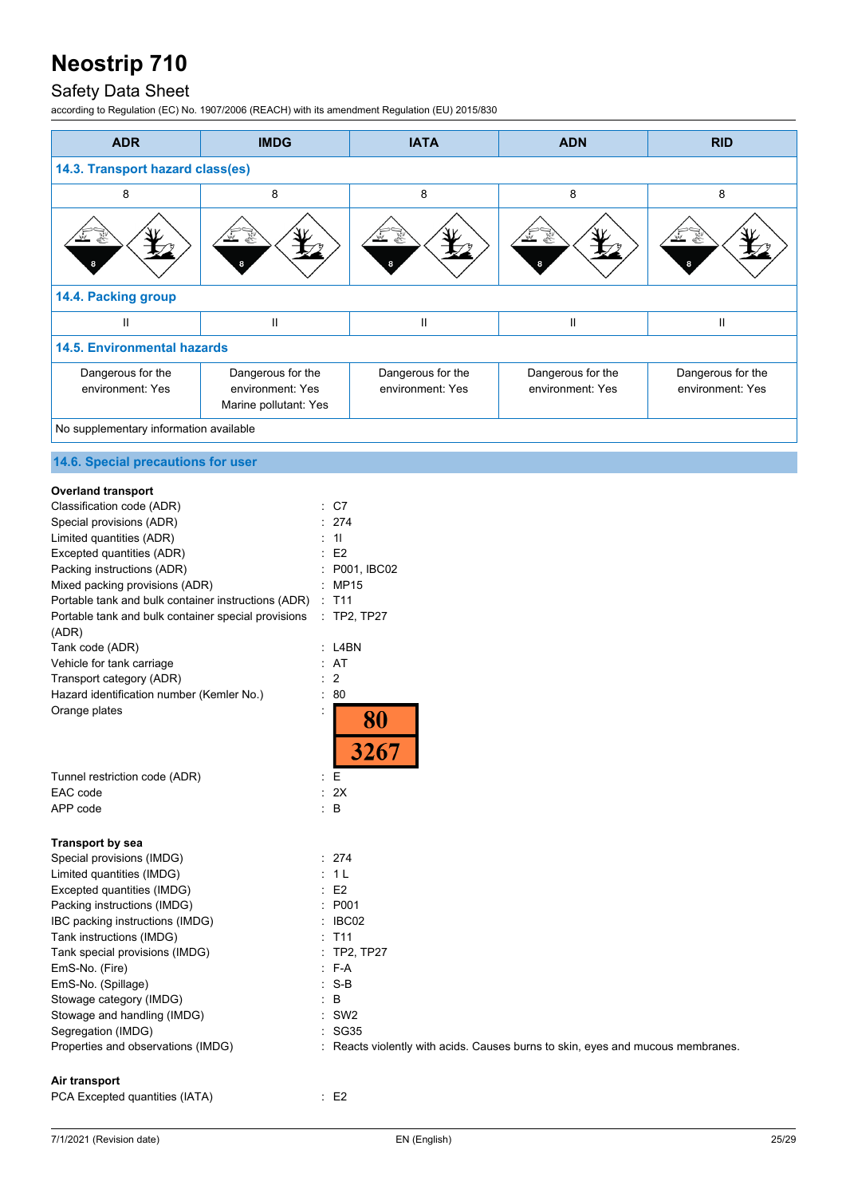| ADR | IMDG | IATA | ADN | RID |
|---|---|---|---|---|
| **14.3. Transport hazard class(es)** | | | | |
| 8 | 8 | 8 | 8 | 8 |
| | | | | |
| **14.4. Packing group** | | | | |
| II | II | II | II | II |
| **14.5. Environmental hazards** | | | | |
| Dangerous for the environment: Yes | Dangerous for the environment: Yes<br>Marine pollutant: Yes | Dangerous for the environment: Yes | Dangerous for the environment: Yes | Dangerous for the environment: Yes |
| No supplementary information available | | | | |

## 14.6. Special precautions for user

**Overland transport**

Classification code (ADR) : C7
Special provisions (ADR) : 274
Limited quantities (ADR) : 1l
Excepted quantities (ADR) : E2
Packing instructions (ADR) : P001, IBC02
Mixed packing provisions (ADR) : MP15
Portable tank and bulk container instructions (ADR) : T11
Portable tank and bulk container special provisions (ADR) : TP2, TP27
Tank code (ADR) : L4BN
Vehicle for tank carriage : AT
Transport category (ADR) : 2
Hazard identification number (Kemler No.) : 80
Orange plates :

| 80 |
|---|
| 3267 |

Tunnel restriction code (ADR) : E
EAC code : 2X
APP code : B

**Transport by sea**

Special provisions (IMDG) : 274
Limited quantities (IMDG) : 1 L
Excepted quantities (IMDG) : E2
Packing instructions (IMDG) : P001
IBC packing instructions (IMDG) : IBC02
Tank instructions (IMDG) : T11
Tank special provisions (IMDG) : TP2, TP27
EmS-No. (Fire) : F-A
EmS-No. (Spillage) : S-B
Stowage category (IMDG) : B
Stowage and handling (IMDG) : SW2
Segregation (IMDG) : SG35
Properties and observations (IMDG) : Reacts violently with acids. Causes burns to skin, eyes and mucous membranes.

**Air transport**

PCA Excepted quantities (IATA) : E2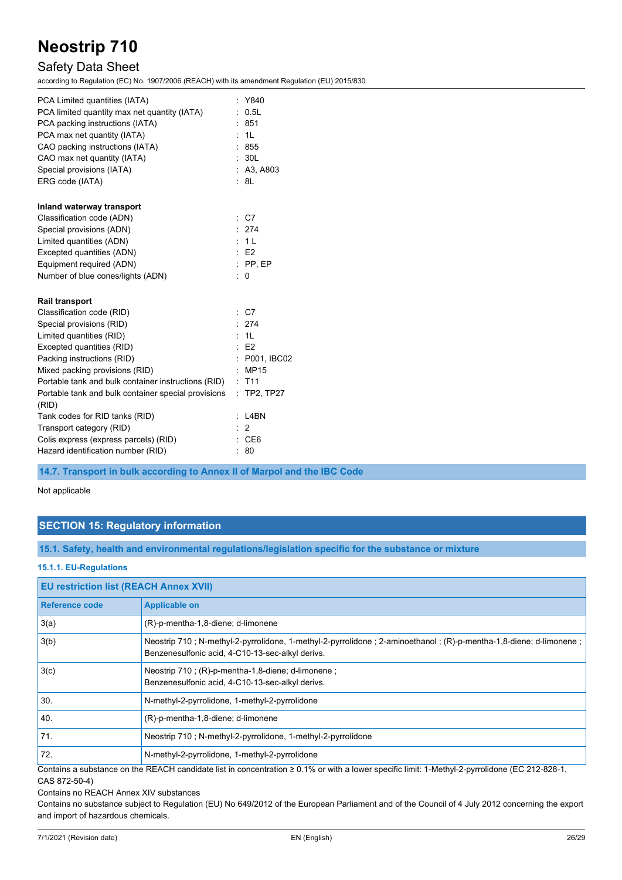| | |
|---|---|
| PCA Limited quantities (IATA) | : Y840 |
| PCA limited quantity max net quantity (IATA) | : 0.5L |
| PCA packing instructions (IATA) | : 851 |
| PCA max net quantity (IATA) | : 1L |
| CAO packing instructions (IATA) | : 855 |
| CAO max net quantity (IATA) | : 30L |
| Special provisions (IATA) | : A3, A803 |
| ERG code (IATA) | : 8L |

**Inland waterway transport**

| | |
|---|---|
| Classification code (ADN) | : C7 |
| Special provisions (ADN) | : 274 |
| Limited quantities (ADN) | : 1 L |
| Excepted quantities (ADN) | : E2 |
| Equipment required (ADN) | : PP, EP |
| Number of blue cones/lights (ADN) | : 0 |

**Rail transport**

| | |
|---|---|
| Classification code (RID) | : C7 |
| Special provisions (RID) | : 274 |
| Limited quantities (RID) | : 1L |
| Excepted quantities (RID) | : E2 |
| Packing instructions (RID) | : P001, IBC02 |
| Mixed packing provisions (RID) | : MP15 |
| Portable tank and bulk container instructions (RID) | : T11 |
| Portable tank and bulk container special provisions (RID) | : TP2, TP27 |
| Tank codes for RID tanks (RID) | : L4BN |
| Transport category (RID) | : 2 |
| Colis express (express parcels) (RID) | : CE6 |
| Hazard identification number (RID) | : 80 |

### 14.7. Transport in bulk according to Annex II of Marpol and the IBC Code

Not applicable

## SECTION 15: Regulatory information

### 15.1. Safety, health and environmental regulations/legislation specific for the substance or mixture

#### 15.1.1. EU-Regulations

**EU restriction list (REACH Annex XVII)**

| Reference code | Applicable on |
|---|---|
| 3(a) | (R)-p-mentha-1,8-diene; d-limonene |
| 3(b) | Neostrip 710 ; N-methyl-2-pyrrolidone, 1-methyl-2-pyrrolidone ; 2-aminoethanol ; (R)-p-mentha-1,8-diene; d-limonene ; Benzenesulfonic acid, 4-C10-13-sec-alkyl derivs. |
| 3(c) | Neostrip 710 ; (R)-p-mentha-1,8-diene; d-limonene ; Benzenesulfonic acid, 4-C10-13-sec-alkyl derivs. |
| 30. | N-methyl-2-pyrrolidone, 1-methyl-2-pyrrolidone |
| 40. | (R)-p-mentha-1,8-diene; d-limonene |
| 71. | Neostrip 710 ; N-methyl-2-pyrrolidone, 1-methyl-2-pyrrolidone |
| 72. | N-methyl-2-pyrrolidone, 1-methyl-2-pyrrolidone |

Contains a substance on the REACH candidate list in concentration ≥ 0.1% or with a lower specific limit: 1-Methyl-2-pyrrolidone (EC 212-828-1, CAS 872-50-4)

Contains no REACH Annex XIV substances

Contains no substance subject to Regulation (EU) No 649/2012 of the European Parliament and of the Council of 4 July 2012 concerning the export and import of hazardous chemicals.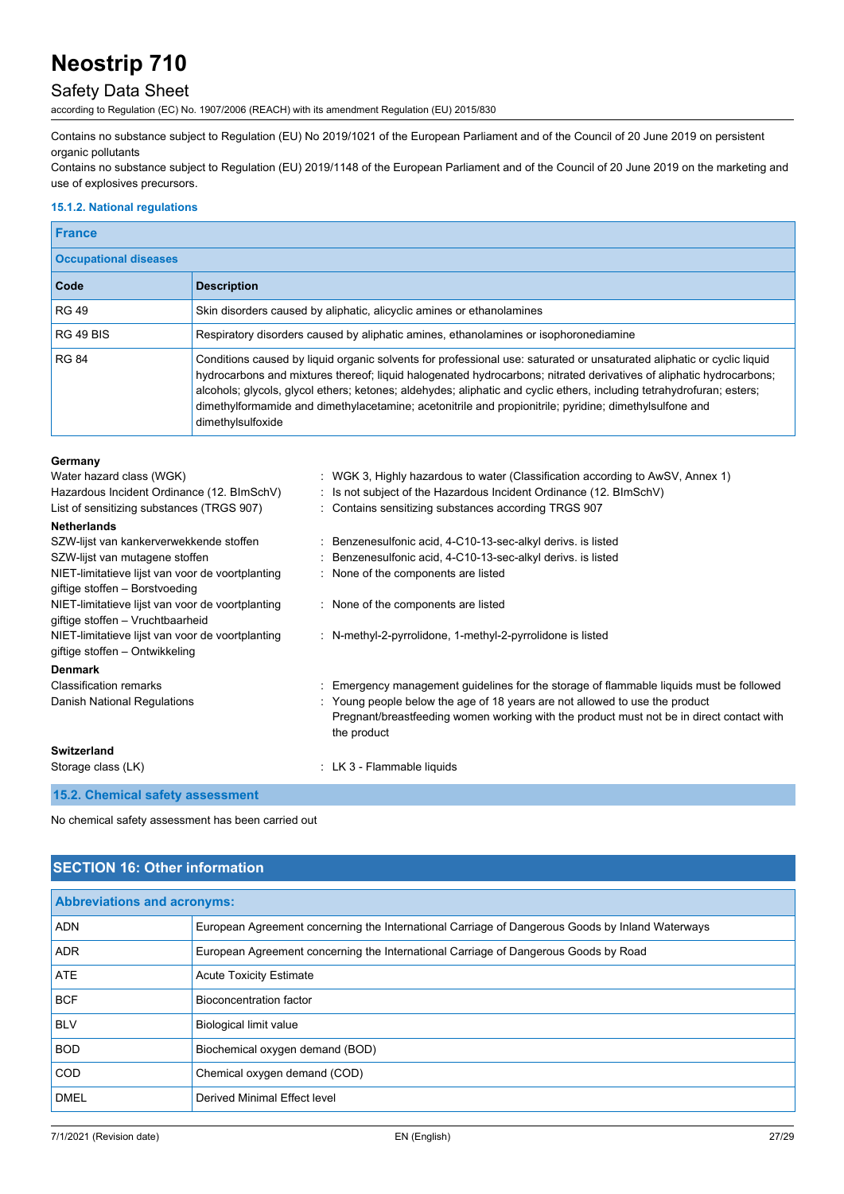Contains no substance subject to Regulation (EU) No 2019/1021 of the European Parliament and of the Council of 20 June 2019 on persistent organic pollutants

Contains no substance subject to Regulation (EU) 2019/1148 of the European Parliament and of the Council of 20 June 2019 on the marketing and use of explosives precursors.

#### 15.1.2. National regulations

**France**

**Occupational diseases**

| Code | Description |
|---|---|
| RG 49 | Skin disorders caused by aliphatic, alicyclic amines or ethanolamines |
| RG 49 BIS | Respiratory disorders caused by aliphatic amines, ethanolamines or isophoronediamine |
| RG 84 | Conditions caused by liquid organic solvents for professional use: saturated or unsaturated aliphatic or cyclic liquid hydrocarbons and mixtures thereof; liquid halogenated hydrocarbons; nitrated derivatives of aliphatic hydrocarbons; alcohols; glycols, glycol ethers; ketones; aldehydes; aliphatic and cyclic ethers, including tetrahydrofuran; esters; dimethylformamide and dimethylacetamine; acetonitrile and propionitrile; pyridine; dimethylsulfone and dimethylsulfoxide |

**Germany**

Water hazard class (WGK) : WGK 3, Highly hazardous to water (Classification according to AwSV, Annex 1)

Hazardous Incident Ordinance (12. BImSchV) : Is not subject of the Hazardous Incident Ordinance (12. BImSchV)

List of sensitizing substances (TRGS 907) : Contains sensitizing substances according TRGS 907

**Netherlands**

SZW-lijst van kankerverwekkende stoffen : Benzenesulfonic acid, 4-C10-13-sec-alkyl derivs. is listed

SZW-lijst van mutagene stoffen : Benzenesulfonic acid, 4-C10-13-sec-alkyl derivs. is listed

NIET-limitatieve lijst van voor de voortplanting giftige stoffen – Borstvoeding : None of the components are listed

NIET-limitatieve lijst van voor de voortplanting giftige stoffen – Vruchtbaarheid : None of the components are listed

NIET-limitatieve lijst van voor de voortplanting giftige stoffen – Ontwikkeling : N-methyl-2-pyrrolidone, 1-methyl-2-pyrrolidone is listed

**Denmark**

Classification remarks : Emergency management guidelines for the storage of flammable liquids must be followed

Danish National Regulations : Young people below the age of 18 years are not allowed to use the product
Pregnant/breastfeeding women working with the product must not be in direct contact with the product

**Switzerland**

Storage class (LK) : LK 3 - Flammable liquids

### 15.2. Chemical safety assessment

No chemical safety assessment has been carried out

## SECTION 16: Other information

**Abbreviations and acronyms:**

| | |
|---|---|
| ADN | European Agreement concerning the International Carriage of Dangerous Goods by Inland Waterways |
| ADR | European Agreement concerning the International Carriage of Dangerous Goods by Road |
| ATE | Acute Toxicity Estimate |
| BCF | Bioconcentration factor |
| BLV | Biological limit value |
| BOD | Biochemical oxygen demand (BOD) |
| COD | Chemical oxygen demand (COD) |
| DMEL | Derived Minimal Effect level |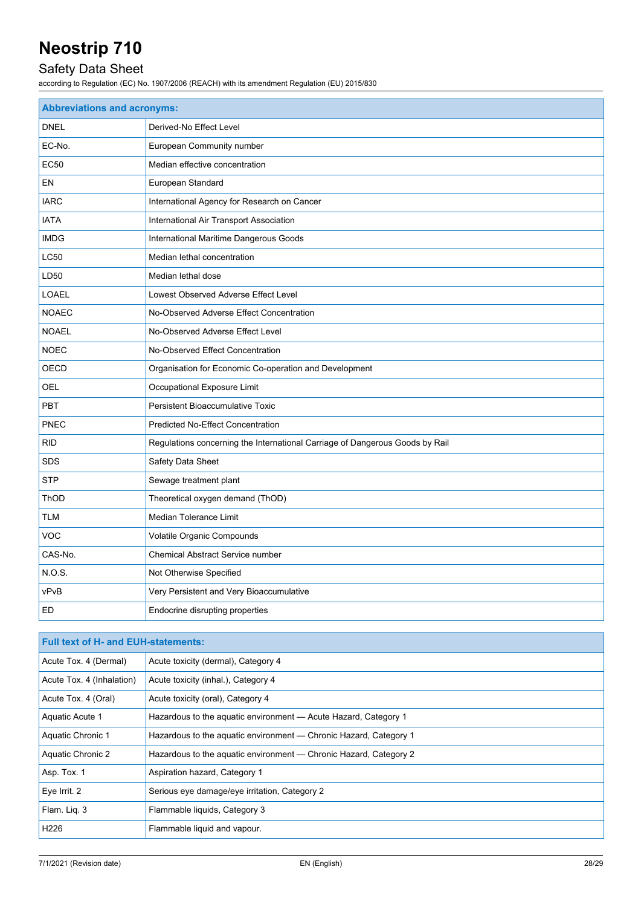| Abbreviations and acronyms: | |
|---|---|
| DNEL | Derived-No Effect Level |
| EC-No. | European Community number |
| EC50 | Median effective concentration |
| EN | European Standard |
| IARC | International Agency for Research on Cancer |
| IATA | International Air Transport Association |
| IMDG | International Maritime Dangerous Goods |
| LC50 | Median lethal concentration |
| LD50 | Median lethal dose |
| LOAEL | Lowest Observed Adverse Effect Level |
| NOAEC | No-Observed Adverse Effect Concentration |
| NOAEL | No-Observed Adverse Effect Level |
| NOEC | No-Observed Effect Concentration |
| OECD | Organisation for Economic Co-operation and Development |
| OEL | Occupational Exposure Limit |
| PBT | Persistent Bioaccumulative Toxic |
| PNEC | Predicted No-Effect Concentration |
| RID | Regulations concerning the International Carriage of Dangerous Goods by Rail |
| SDS | Safety Data Sheet |
| STP | Sewage treatment plant |
| ThOD | Theoretical oxygen demand (ThOD) |
| TLM | Median Tolerance Limit |
| VOC | Volatile Organic Compounds |
| CAS-No. | Chemical Abstract Service number |
| N.O.S. | Not Otherwise Specified |
| vPvB | Very Persistent and Very Bioaccumulative |
| ED | Endocrine disrupting properties |

| Full text of H- and EUH-statements: | |
|---|---|
| Acute Tox. 4 (Dermal) | Acute toxicity (dermal), Category 4 |
| Acute Tox. 4 (Inhalation) | Acute toxicity (inhal.), Category 4 |
| Acute Tox. 4 (Oral) | Acute toxicity (oral), Category 4 |
| Aquatic Acute 1 | Hazardous to the aquatic environment — Acute Hazard, Category 1 |
| Aquatic Chronic 1 | Hazardous to the aquatic environment — Chronic Hazard, Category 1 |
| Aquatic Chronic 2 | Hazardous to the aquatic environment — Chronic Hazard, Category 2 |
| Asp. Tox. 1 | Aspiration hazard, Category 1 |
| Eye Irrit. 2 | Serious eye damage/eye irritation, Category 2 |
| Flam. Liq. 3 | Flammable liquids, Category 3 |
| H226 | Flammable liquid and vapour. |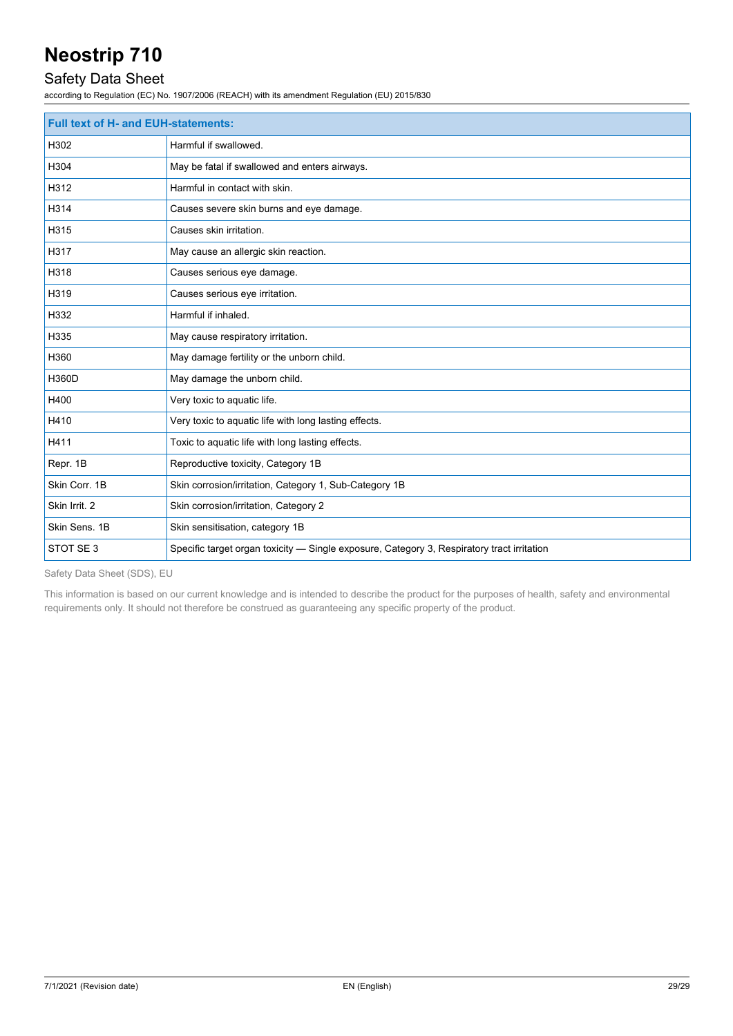| Full text of H- and EUH-statements: | |
|---|---|
| H302 | Harmful if swallowed. |
| H304 | May be fatal if swallowed and enters airways. |
| H312 | Harmful in contact with skin. |
| H314 | Causes severe skin burns and eye damage. |
| H315 | Causes skin irritation. |
| H317 | May cause an allergic skin reaction. |
| H318 | Causes serious eye damage. |
| H319 | Causes serious eye irritation. |
| H332 | Harmful if inhaled. |
| H335 | May cause respiratory irritation. |
| H360 | May damage fertility or the unborn child. |
| H360D | May damage the unborn child. |
| H400 | Very toxic to aquatic life. |
| H410 | Very toxic to aquatic life with long lasting effects. |
| H411 | Toxic to aquatic life with long lasting effects. |
| Repr. 1B | Reproductive toxicity, Category 1B |
| Skin Corr. 1B | Skin corrosion/irritation, Category 1, Sub-Category 1B |
| Skin Irrit. 2 | Skin corrosion/irritation, Category 2 |
| Skin Sens. 1B | Skin sensitisation, category 1B |
| STOT SE 3 | Specific target organ toxicity — Single exposure, Category 3, Respiratory tract irritation |

Safety Data Sheet (SDS), EU

This information is based on our current knowledge and is intended to describe the product for the purposes of health, safety and environmental requirements only. It should not therefore be construed as guaranteeing any specific property of the product.